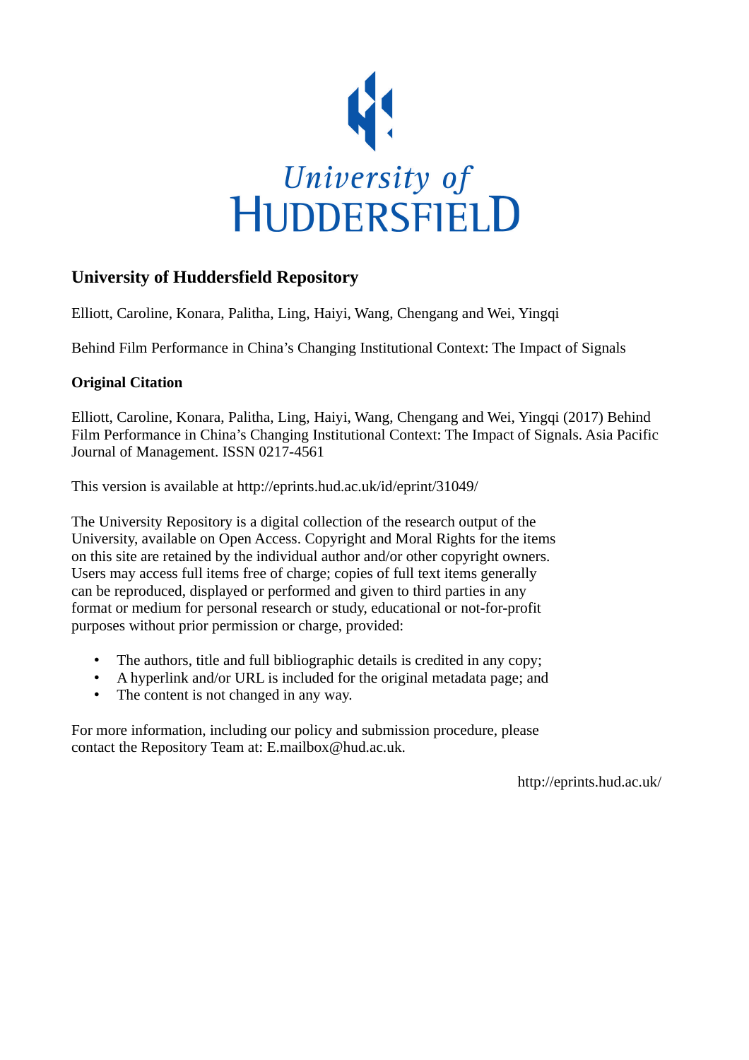University of
HUDDERSFIELD

## University of Huddersfield Repository

Elliott, Caroline, Konara, Palitha, Ling, Haiyi, Wang, Chengang and Wei, Yingqi

Behind Film Performance in China's Changing Institutional Context: The Impact of Signals

### Original Citation

Elliott, Caroline, Konara, Palitha, Ling, Haiyi, Wang, Chengang and Wei, Yingqi (2017) Behind Film Performance in China's Changing Institutional Context: The Impact of Signals. Asia Pacific Journal of Management. ISSN 0217-4561

This version is available at http://eprints.hud.ac.uk/id/eprint/31049/

The University Repository is a digital collection of the research output of the University, available on Open Access. Copyright and Moral Rights for the items on this site are retained by the individual author and/or other copyright owners. Users may access full items free of charge; copies of full text items generally can be reproduced, displayed or performed and given to third parties in any format or medium for personal research or study, educational or not-for-profit purposes without prior permission or charge, provided:

- The authors, title and full bibliographic details is credited in any copy;
- A hyperlink and/or URL is included for the original metadata page; and
- The content is not changed in any way.

For more information, including our policy and submission procedure, please contact the Repository Team at: E.mailbox@hud.ac.uk.

http://eprints.hud.ac.uk/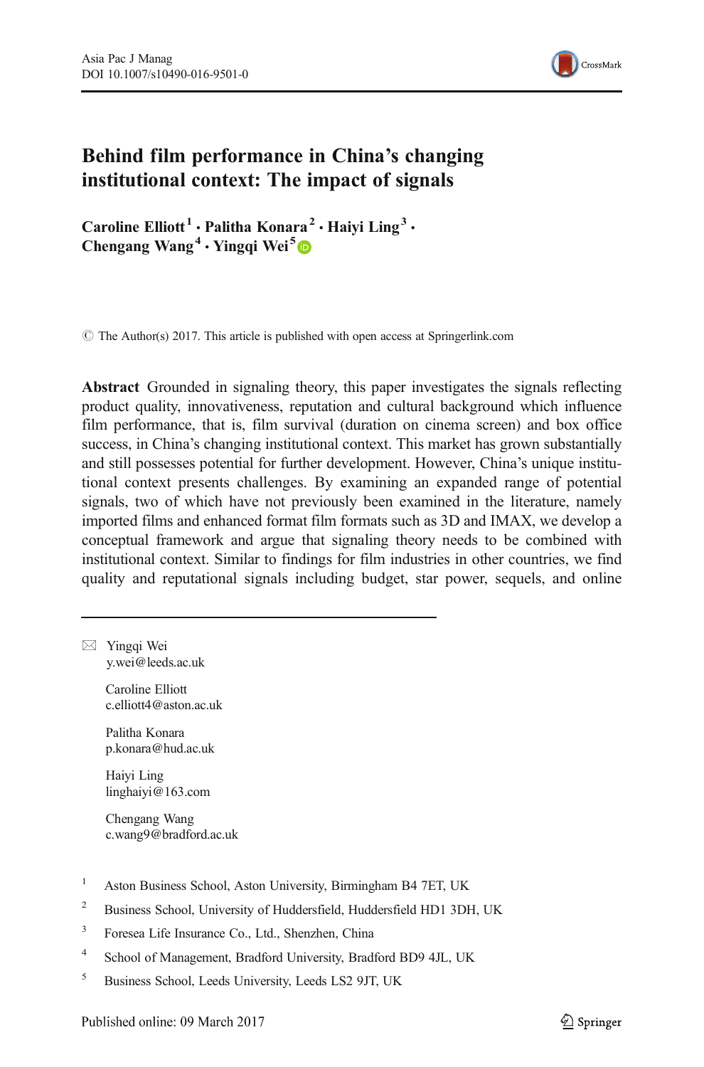# Behind film performance in China's changing institutional context: The impact of signals

**Caroline Elliott**[1] · **Palitha Konara**[2] · **Haiyi Ling**[3] · **Chengang Wang**[4] · **Yingqi Wei**[5]

© The Author(s) 2017. This article is published with open access at Springerlink.com

**Abstract** Grounded in signaling theory, this paper investigates the signals reflecting product quality, innovativeness, reputation and cultural background which influence film performance, that is, film survival (duration on cinema screen) and box office success, in China's changing institutional context. This market has grown substantially and still possesses potential for further development. However, China's unique institutional context presents challenges. By examining an expanded range of potential signals, two of which have not previously been examined in the literature, namely imported films and enhanced format film formats such as 3D and IMAX, we develop a conceptual framework and argue that signaling theory needs to be combined with institutional context. Similar to findings for film industries in other countries, we find quality and reputational signals including budget, star power, sequels, and online

---

✉ Yingqi Wei
y.wei@leeds.ac.uk

Caroline Elliott
c.elliott4@aston.ac.uk

Palitha Konara
p.konara@hud.ac.uk

Haiyi Ling
linghaiyi@163.com

Chengang Wang
c.wang9@bradford.ac.uk

[1] Aston Business School, Aston University, Birmingham B4 7ET, UK

[2] Business School, University of Huddersfield, Huddersfield HD1 3DH, UK

[3] Foresea Life Insurance Co., Ltd., Shenzhen, China

[4] School of Management, Bradford University, Bradford BD9 4JL, UK

[5] Business School, Leeds University, Leeds LS2 9JT, UK

Published online: 09 March 2017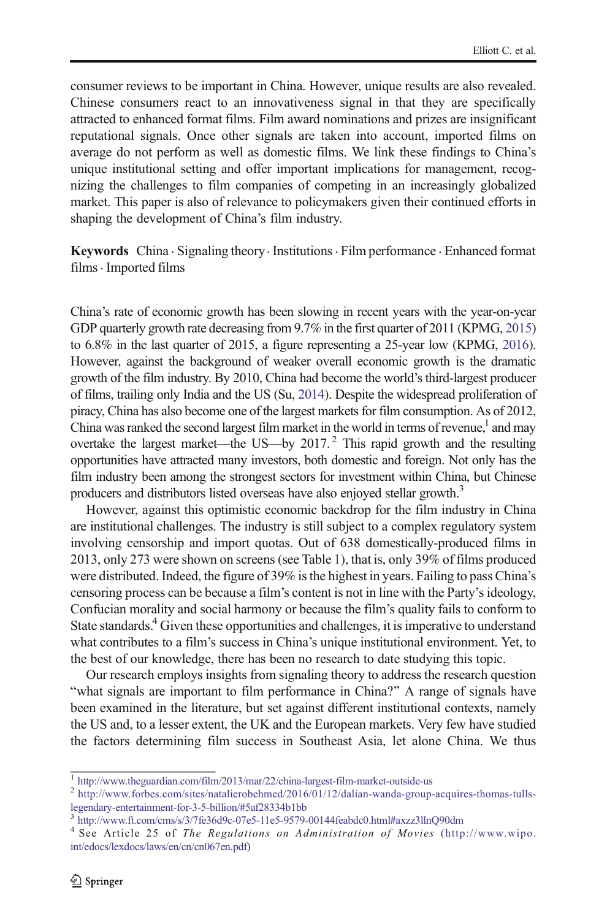consumer reviews to be important in China. However, unique results are also revealed. Chinese consumers react to an innovativeness signal in that they are specifically attracted to enhanced format films. Film award nominations and prizes are insignificant reputational signals. Once other signals are taken into account, imported films on average do not perform as well as domestic films. We link these findings to China's unique institutional setting and offer important implications for management, recognizing the challenges to film companies of competing in an increasingly globalized market. This paper is also of relevance to policymakers given their continued efforts in shaping the development of China's film industry.

**Keywords** China · Signaling theory · Institutions · Film performance · Enhanced format films · Imported films

China's rate of economic growth has been slowing in recent years with the year-on-year GDP quarterly growth rate decreasing from 9.7% in the first quarter of 2011 (KPMG, 2015) to 6.8% in the last quarter of 2015, a figure representing a 25-year low (KPMG, 2016). However, against the background of weaker overall economic growth is the dramatic growth of the film industry. By 2010, China had become the world's third-largest producer of films, trailing only India and the US (Su, 2014). Despite the widespread proliferation of piracy, China has also become one of the largest markets for film consumption. As of 2012, China was ranked the second largest film market in the world in terms of revenue,[1] and may overtake the largest market—the US—by 2017.[2] This rapid growth and the resulting opportunities have attracted many investors, both domestic and foreign. Not only has the film industry been among the strongest sectors for investment within China, but Chinese producers and distributors listed overseas have also enjoyed stellar growth.[3]

However, against this optimistic economic backdrop for the film industry in China are institutional challenges. The industry is still subject to a complex regulatory system involving censorship and import quotas. Out of 638 domestically-produced films in 2013, only 273 were shown on screens (see Table 1), that is, only 39% of films produced were distributed. Indeed, the figure of 39% is the highest in years. Failing to pass China's censoring process can be because a film's content is not in line with the Party's ideology, Confucian morality and social harmony or because the film's quality fails to conform to State standards.[4] Given these opportunities and challenges, it is imperative to understand what contributes to a film's success in China's unique institutional environment. Yet, to the best of our knowledge, there has been no research to date studying this topic.

Our research employs insights from signaling theory to address the research question "what signals are important to film performance in China?" A range of signals have been examined in the literature, but set against different institutional contexts, namely the US and, to a lesser extent, the UK and the European markets. Very few have studied the factors determining film success in Southeast Asia, let alone China. We thus

[1] http://www.theguardian.com/film/2013/mar/22/china-largest-film-market-outside-us

[2] http://www.forbes.com/sites/natalierobehmed/2016/01/12/dalian-wanda-group-acquires-thomas-tulls-legendary-entertainment-for-3-5-billion/#5af28334b1bb

[3] http://www.ft.com/cms/s/3/7fe36d9c-07e5-11e5-9579-00144feabdc0.html#axzz3llnQ90dm

[4] See Article 25 of *The Regulations on Administration of Movies* (http://www.wipo.int/edocs/lexdocs/laws/en/cn/cn067en.pdf)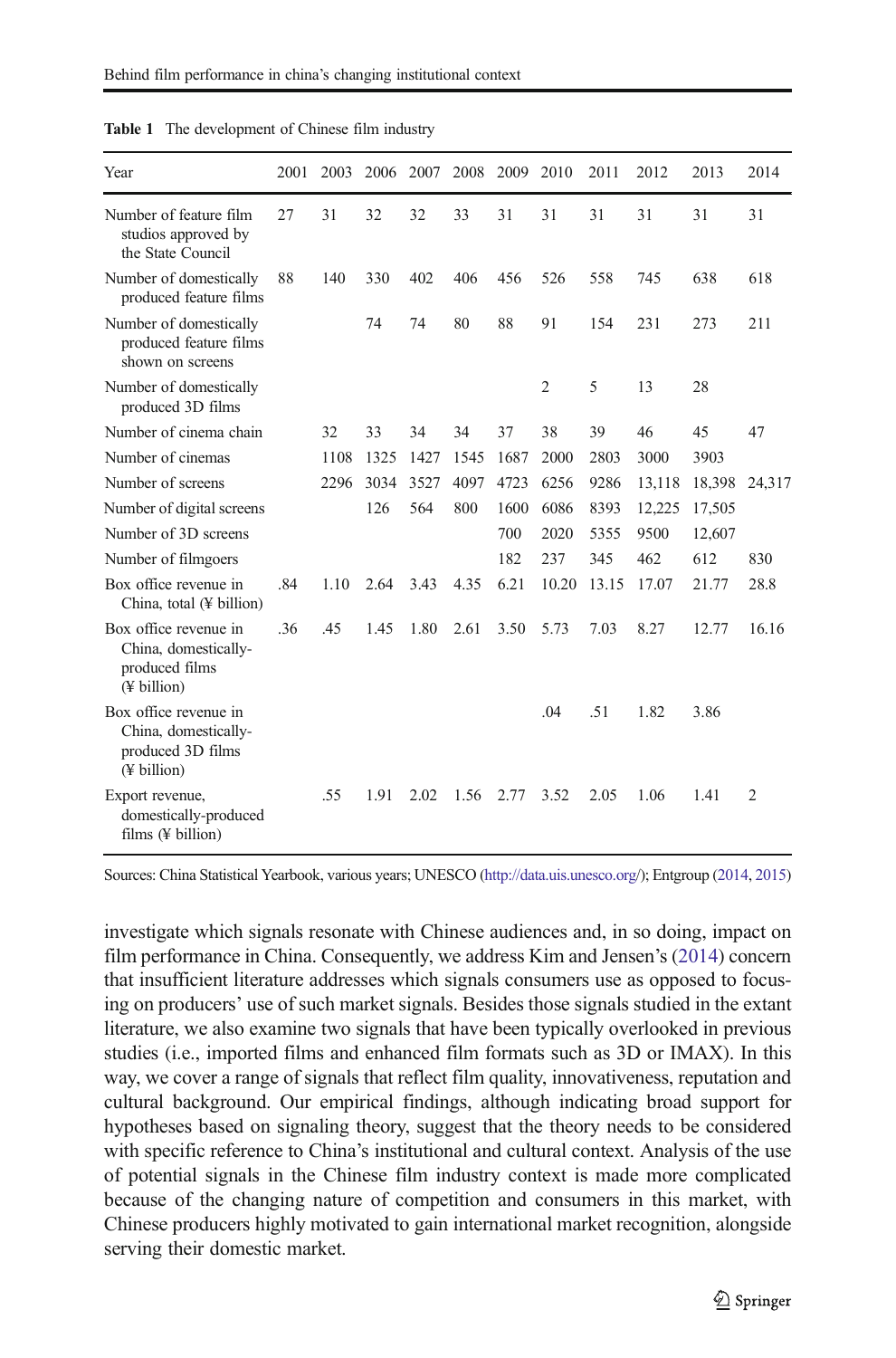**Table 1** The development of Chinese film industry

| Year | 2001 | 2003 | 2006 | 2007 | 2008 | 2009 | 2010 | 2011 | 2012 | 2013 | 2014 |
|---|---|---|---|---|---|---|---|---|---|---|---|
| Number of feature film studios approved by the State Council | 27 | 31 | 32 | 32 | 33 | 31 | 31 | 31 | 31 | 31 | 31 |
| Number of domestically produced feature films | 88 | 140 | 330 | 402 | 406 | 456 | 526 | 558 | 745 | 638 | 618 |
| Number of domestically produced feature films shown on screens | | | 74 | 74 | 80 | 88 | 91 | 154 | 231 | 273 | 211 |
| Number of domestically produced 3D films | | | | | | | 2 | 5 | 13 | 28 | |
| Number of cinema chain | | 32 | 33 | 34 | 34 | 37 | 38 | 39 | 46 | 45 | 47 |
| Number of cinemas | | 1108 | 1325 | 1427 | 1545 | 1687 | 2000 | 2803 | 3000 | 3903 | |
| Number of screens | | 2296 | 3034 | 3527 | 4097 | 4723 | 6256 | 9286 | 13,118 | 18,398 | 24,317 |
| Number of digital screens | | | 126 | 564 | 800 | 1600 | 6086 | 8393 | 12,225 | 17,505 | |
| Number of 3D screens | | | | | | 700 | 2020 | 5355 | 9500 | 12,607 | |
| Number of filmgoers | | | | | | 182 | 237 | 345 | 462 | 612 | 830 |
| Box office revenue in China, total (¥ billion) | .84 | 1.10 | 2.64 | 3.43 | 4.35 | 6.21 | 10.20 | 13.15 | 17.07 | 21.77 | 28.8 |
| Box office revenue in China, domestically-produced films (¥ billion) | .36 | .45 | 1.45 | 1.80 | 2.61 | 3.50 | 5.73 | 7.03 | 8.27 | 12.77 | 16.16 |
| Box office revenue in China, domestically-produced 3D films (¥ billion) | | | | | | | .04 | .51 | 1.82 | 3.86 | |
| Export revenue, domestically-produced films (¥ billion) | | .55 | 1.91 | 2.02 | 1.56 | 2.77 | 3.52 | 2.05 | 1.06 | 1.41 | 2 |

Sources: China Statistical Yearbook, various years; UNESCO (http://data.uis.unesco.org/); Entgroup (2014, 2015)

investigate which signals resonate with Chinese audiences and, in so doing, impact on film performance in China. Consequently, we address Kim and Jensen's (2014) concern that insufficient literature addresses which signals consumers use as opposed to focusing on producers' use of such market signals. Besides those signals studied in the extant literature, we also examine two signals that have been typically overlooked in previous studies (i.e., imported films and enhanced film formats such as 3D or IMAX). In this way, we cover a range of signals that reflect film quality, innovativeness, reputation and cultural background. Our empirical findings, although indicating broad support for hypotheses based on signaling theory, suggest that the theory needs to be considered with specific reference to China's institutional and cultural context. Analysis of the use of potential signals in the Chinese film industry context is made more complicated because of the changing nature of competition and consumers in this market, with Chinese producers highly motivated to gain international market recognition, alongside serving their domestic market.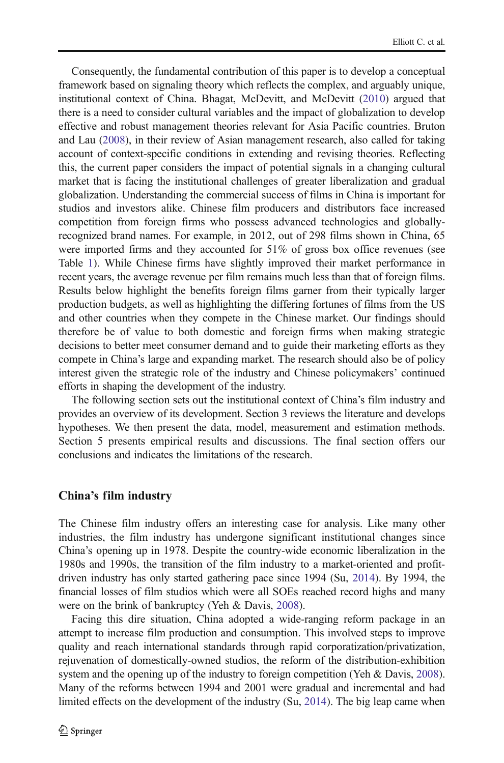Consequently, the fundamental contribution of this paper is to develop a conceptual framework based on signaling theory which reflects the complex, and arguably unique, institutional context of China. Bhagat, McDevitt, and McDevitt (2010) argued that there is a need to consider cultural variables and the impact of globalization to develop effective and robust management theories relevant for Asia Pacific countries. Bruton and Lau (2008), in their review of Asian management research, also called for taking account of context-specific conditions in extending and revising theories. Reflecting this, the current paper considers the impact of potential signals in a changing cultural market that is facing the institutional challenges of greater liberalization and gradual globalization. Understanding the commercial success of films in China is important for studios and investors alike. Chinese film producers and distributors face increased competition from foreign firms who possess advanced technologies and globally-recognized brand names. For example, in 2012, out of 298 films shown in China, 65 were imported firms and they accounted for 51% of gross box office revenues (see Table 1). While Chinese firms have slightly improved their market performance in recent years, the average revenue per film remains much less than that of foreign films. Results below highlight the benefits foreign films garner from their typically larger production budgets, as well as highlighting the differing fortunes of films from the US and other countries when they compete in the Chinese market. Our findings should therefore be of value to both domestic and foreign firms when making strategic decisions to better meet consumer demand and to guide their marketing efforts as they compete in China's large and expanding market. The research should also be of policy interest given the strategic role of the industry and Chinese policymakers' continued efforts in shaping the development of the industry.

The following section sets out the institutional context of China's film industry and provides an overview of its development. Section 3 reviews the literature and develops hypotheses. We then present the data, model, measurement and estimation methods. Section 5 presents empirical results and discussions. The final section offers our conclusions and indicates the limitations of the research.

## China's film industry

The Chinese film industry offers an interesting case for analysis. Like many other industries, the film industry has undergone significant institutional changes since China's opening up in 1978. Despite the country-wide economic liberalization in the 1980s and 1990s, the transition of the film industry to a market-oriented and profit-driven industry has only started gathering pace since 1994 (Su, 2014). By 1994, the financial losses of film studios which were all SOEs reached record highs and many were on the brink of bankruptcy (Yeh & Davis, 2008).

Facing this dire situation, China adopted a wide-ranging reform package in an attempt to increase film production and consumption. This involved steps to improve quality and reach international standards through rapid corporatization/privatization, rejuvenation of domestically-owned studios, the reform of the distribution-exhibition system and the opening up of the industry to foreign competition (Yeh & Davis, 2008). Many of the reforms between 1994 and 2001 were gradual and incremental and had limited effects on the development of the industry (Su, 2014). The big leap came when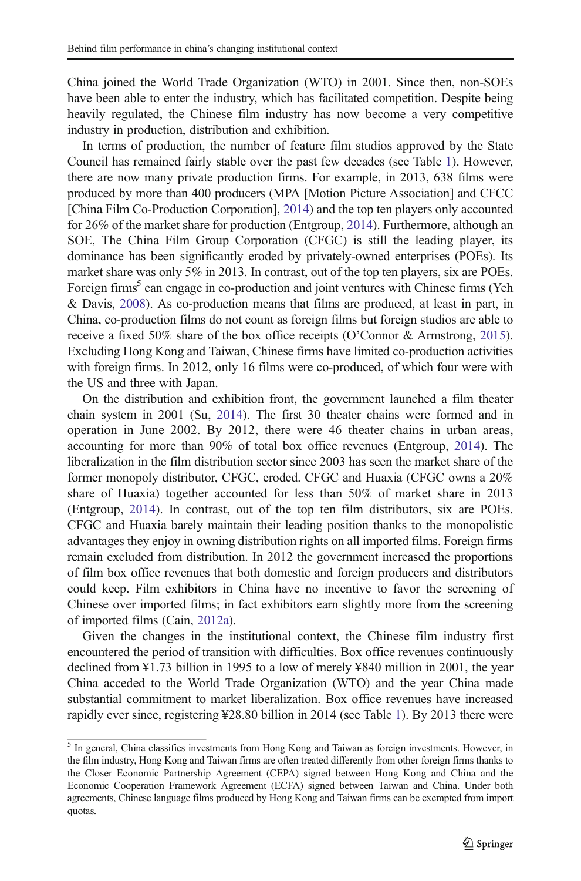China joined the World Trade Organization (WTO) in 2001. Since then, non-SOEs have been able to enter the industry, which has facilitated competition. Despite being heavily regulated, the Chinese film industry has now become a very competitive industry in production, distribution and exhibition.

In terms of production, the number of feature film studios approved by the State Council has remained fairly stable over the past few decades (see Table 1). However, there are now many private production firms. For example, in 2013, 638 films were produced by more than 400 producers (MPA [Motion Picture Association] and CFCC [China Film Co-Production Corporation], 2014) and the top ten players only accounted for 26% of the market share for production (Entgroup, 2014). Furthermore, although an SOE, The China Film Group Corporation (CFGC) is still the leading player, its dominance has been significantly eroded by privately-owned enterprises (POEs). Its market share was only 5% in 2013. In contrast, out of the top ten players, six are POEs. Foreign firms[5] can engage in co-production and joint ventures with Chinese firms (Yeh & Davis, 2008). As co-production means that films are produced, at least in part, in China, co-production films do not count as foreign films but foreign studios are able to receive a fixed 50% share of the box office receipts (O'Connor & Armstrong, 2015). Excluding Hong Kong and Taiwan, Chinese firms have limited co-production activities with foreign firms. In 2012, only 16 films were co-produced, of which four were with the US and three with Japan.

On the distribution and exhibition front, the government launched a film theater chain system in 2001 (Su, 2014). The first 30 theater chains were formed and in operation in June 2002. By 2012, there were 46 theater chains in urban areas, accounting for more than 90% of total box office revenues (Entgroup, 2014). The liberalization in the film distribution sector since 2003 has seen the market share of the former monopoly distributor, CFGC, eroded. CFGC and Huaxia (CFGC owns a 20% share of Huaxia) together accounted for less than 50% of market share in 2013 (Entgroup, 2014). In contrast, out of the top ten film distributors, six are POEs. CFGC and Huaxia barely maintain their leading position thanks to the monopolistic advantages they enjoy in owning distribution rights on all imported films. Foreign firms remain excluded from distribution. In 2012 the government increased the proportions of film box office revenues that both domestic and foreign producers and distributors could keep. Film exhibitors in China have no incentive to favor the screening of Chinese over imported films; in fact exhibitors earn slightly more from the screening of imported films (Cain, 2012a).

Given the changes in the institutional context, the Chinese film industry first encountered the period of transition with difficulties. Box office revenues continuously declined from ¥1.73 billion in 1995 to a low of merely ¥840 million in 2001, the year China acceded to the World Trade Organization (WTO) and the year China made substantial commitment to market liberalization. Box office revenues have increased rapidly ever since, registering ¥28.80 billion in 2014 (see Table 1). By 2013 there were

[5] In general, China classifies investments from Hong Kong and Taiwan as foreign investments. However, in the film industry, Hong Kong and Taiwan firms are often treated differently from other foreign firms thanks to the Closer Economic Partnership Agreement (CEPA) signed between Hong Kong and China and the Economic Cooperation Framework Agreement (ECFA) signed between Taiwan and China. Under both agreements, Chinese language films produced by Hong Kong and Taiwan firms can be exempted from import quotas.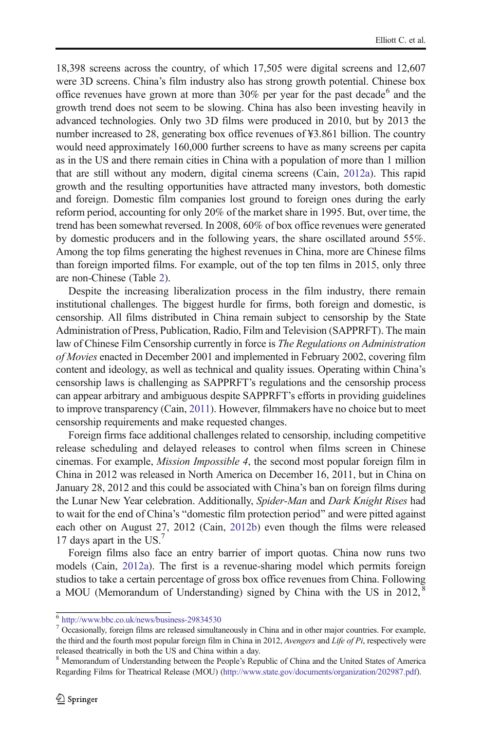18,398 screens across the country, of which 17,505 were digital screens and 12,607 were 3D screens. China's film industry also has strong growth potential. Chinese box office revenues have grown at more than 30% per year for the past decade[6] and the growth trend does not seem to be slowing. China has also been investing heavily in advanced technologies. Only two 3D films were produced in 2010, but by 2013 the number increased to 28, generating box office revenues of ¥3.861 billion. The country would need approximately 160,000 further screens to have as many screens per capita as in the US and there remain cities in China with a population of more than 1 million that are still without any modern, digital cinema screens (Cain, 2012a). This rapid growth and the resulting opportunities have attracted many investors, both domestic and foreign. Domestic film companies lost ground to foreign ones during the early reform period, accounting for only 20% of the market share in 1995. But, over time, the trend has been somewhat reversed. In 2008, 60% of box office revenues were generated by domestic producers and in the following years, the share oscillated around 55%. Among the top films generating the highest revenues in China, more are Chinese films than foreign imported films. For example, out of the top ten films in 2015, only three are non-Chinese (Table 2).

Despite the increasing liberalization process in the film industry, there remain institutional challenges. The biggest hurdle for firms, both foreign and domestic, is censorship. All films distributed in China remain subject to censorship by the State Administration of Press, Publication, Radio, Film and Television (SAPPRFT). The main law of Chinese Film Censorship currently in force is *The Regulations on Administration of Movies* enacted in December 2001 and implemented in February 2002, covering film content and ideology, as well as technical and quality issues. Operating within China's censorship laws is challenging as SAPPRFT's regulations and the censorship process can appear arbitrary and ambiguous despite SAPPRFT's efforts in providing guidelines to improve transparency (Cain, 2011). However, filmmakers have no choice but to meet censorship requirements and make requested changes.

Foreign firms face additional challenges related to censorship, including competitive release scheduling and delayed releases to control when films screen in Chinese cinemas. For example, *Mission Impossible 4*, the second most popular foreign film in China in 2012 was released in North America on December 16, 2011, but in China on January 28, 2012 and this could be associated with China's ban on foreign films during the Lunar New Year celebration. Additionally, *Spider-Man* and *Dark Knight Rises* had to wait for the end of China's "domestic film protection period" and were pitted against each other on August 27, 2012 (Cain, 2012b) even though the films were released 17 days apart in the US.[7]

Foreign films also face an entry barrier of import quotas. China now runs two models (Cain, 2012a). The first is a revenue-sharing model which permits foreign studios to take a certain percentage of gross box office revenues from China. Following a MOU (Memorandum of Understanding) signed by China with the US in 2012,[8]

---

[6] http://www.bbc.co.uk/news/business-29834530

[7] Occasionally, foreign films are released simultaneously in China and in other major countries. For example, the third and the fourth most popular foreign film in China in 2012, *Avengers* and *Life of Pi*, respectively were released theatrically in both the US and China within a day.

[8] Memorandum of Understanding between the People's Republic of China and the United States of America Regarding Films for Theatrical Release (MOU) (http://www.state.gov/documents/organization/202987.pdf).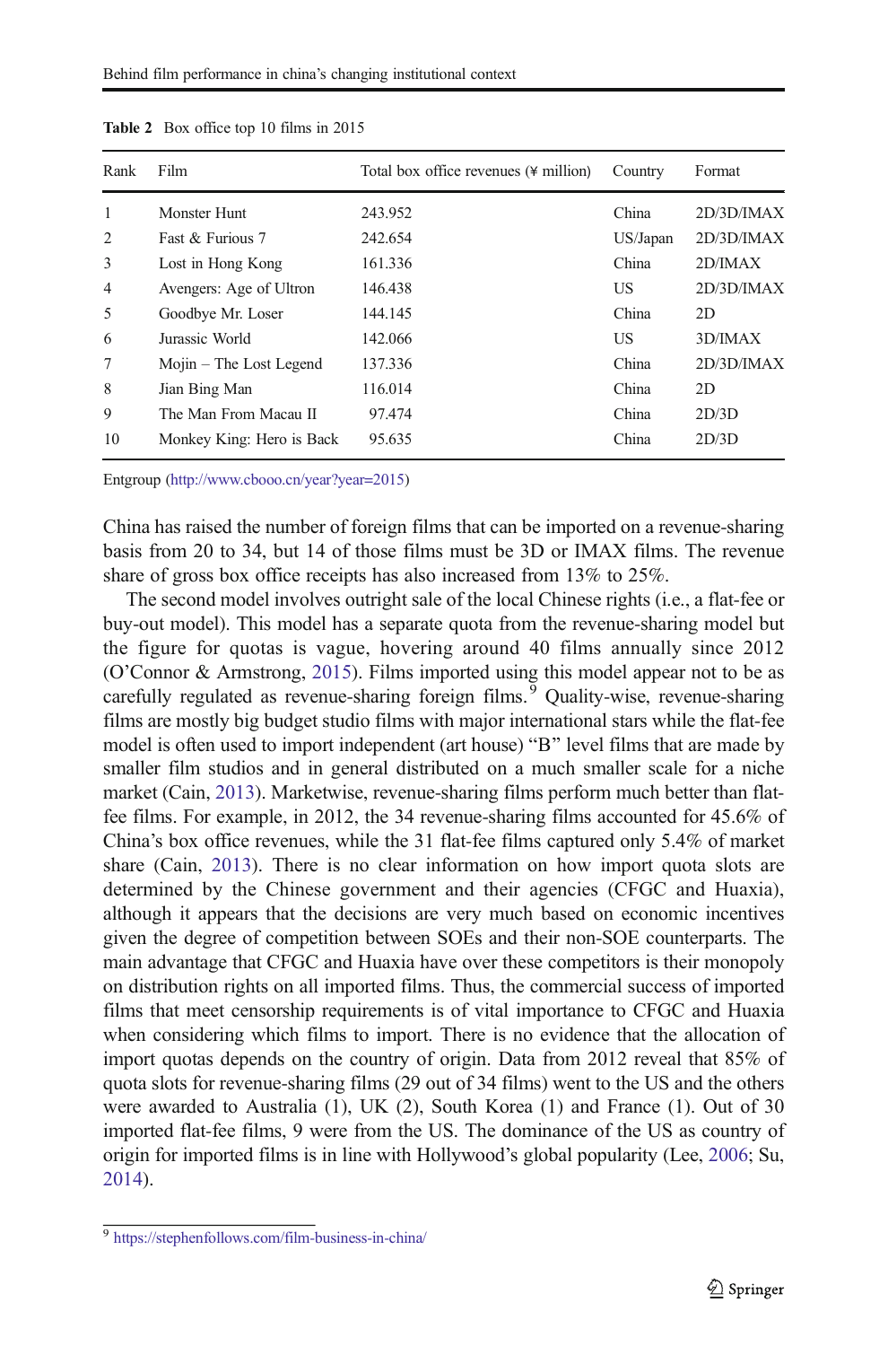**Table 2** Box office top 10 films in 2015

| Rank | Film | Total box office revenues (¥ million) | Country | Format |
|---|---|---|---|---|
| 1 | Monster Hunt | 243.952 | China | 2D/3D/IMAX |
| 2 | Fast & Furious 7 | 242.654 | US/Japan | 2D/3D/IMAX |
| 3 | Lost in Hong Kong | 161.336 | China | 2D/IMAX |
| 4 | Avengers: Age of Ultron | 146.438 | US | 2D/3D/IMAX |
| 5 | Goodbye Mr. Loser | 144.145 | China | 2D |
| 6 | Jurassic World | 142.066 | US | 3D/IMAX |
| 7 | Mojin – The Lost Legend | 137.336 | China | 2D/3D/IMAX |
| 8 | Jian Bing Man | 116.014 | China | 2D |
| 9 | The Man From Macau II | 97.474 | China | 2D/3D |
| 10 | Monkey King: Hero is Back | 95.635 | China | 2D/3D |

Entgroup (http://www.cbooo.cn/year?year=2015)

China has raised the number of foreign films that can be imported on a revenue-sharing basis from 20 to 34, but 14 of those films must be 3D or IMAX films. The revenue share of gross box office receipts has also increased from 13% to 25%.

The second model involves outright sale of the local Chinese rights (i.e., a flat-fee or buy-out model). This model has a separate quota from the revenue-sharing model but the figure for quotas is vague, hovering around 40 films annually since 2012 (O'Connor & Armstrong, 2015). Films imported using this model appear not to be as carefully regulated as revenue-sharing foreign films.[9] Quality-wise, revenue-sharing films are mostly big budget studio films with major international stars while the flat-fee model is often used to import independent (art house) "B" level films that are made by smaller film studios and in general distributed on a much smaller scale for a niche market (Cain, 2013). Marketwise, revenue-sharing films perform much better than flat-fee films. For example, in 2012, the 34 revenue-sharing films accounted for 45.6% of China's box office revenues, while the 31 flat-fee films captured only 5.4% of market share (Cain, 2013). There is no clear information on how import quota slots are determined by the Chinese government and their agencies (CFGC and Huaxia), although it appears that the decisions are very much based on economic incentives given the degree of competition between SOEs and their non-SOE counterparts. The main advantage that CFGC and Huaxia have over these competitors is their monopoly on distribution rights on all imported films. Thus, the commercial success of imported films that meet censorship requirements is of vital importance to CFGC and Huaxia when considering which films to import. There is no evidence that the allocation of import quotas depends on the country of origin. Data from 2012 reveal that 85% of quota slots for revenue-sharing films (29 out of 34 films) went to the US and the others were awarded to Australia (1), UK (2), South Korea (1) and France (1). Out of 30 imported flat-fee films, 9 were from the US. The dominance of the US as country of origin for imported films is in line with Hollywood's global popularity (Lee, 2006; Su, 2014).

[9] https://stephenfollows.com/film-business-in-china/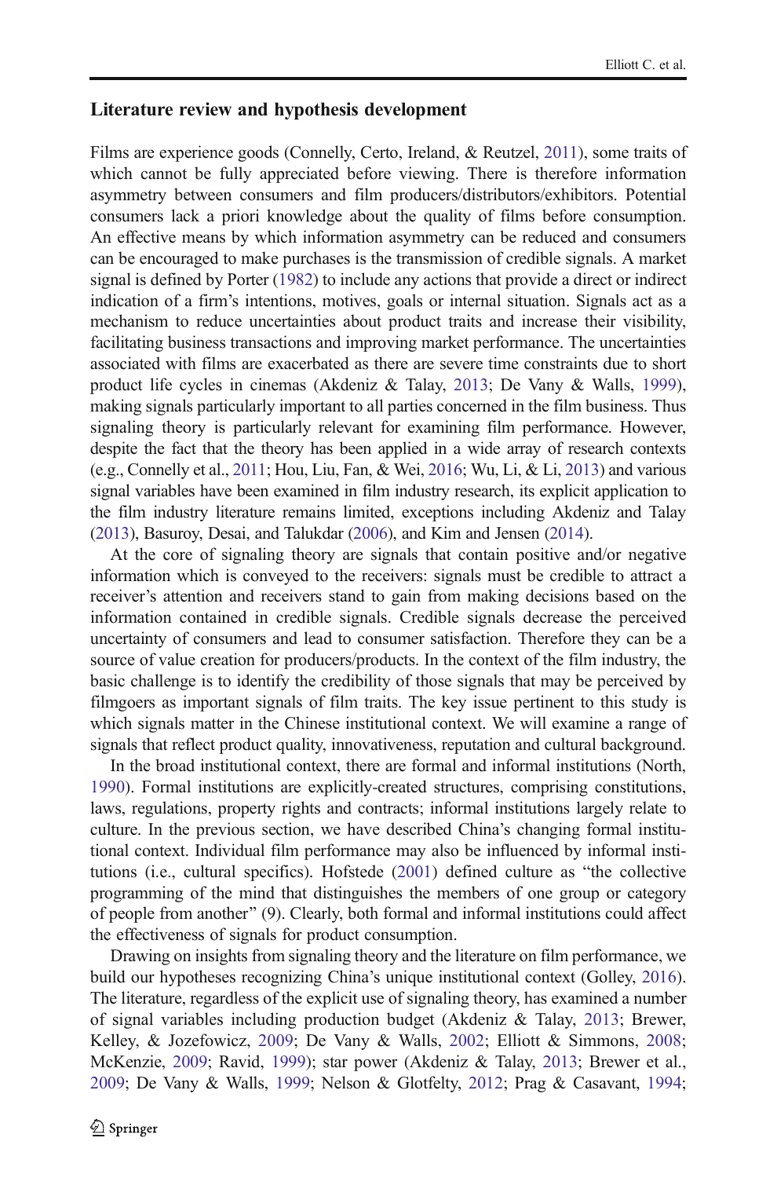## Literature review and hypothesis development

Films are experience goods (Connelly, Certo, Ireland, & Reutzel, 2011), some traits of which cannot be fully appreciated before viewing. There is therefore information asymmetry between consumers and film producers/distributors/exhibitors. Potential consumers lack a priori knowledge about the quality of films before consumption. An effective means by which information asymmetry can be reduced and consumers can be encouraged to make purchases is the transmission of credible signals. A market signal is defined by Porter (1982) to include any actions that provide a direct or indirect indication of a firm's intentions, motives, goals or internal situation. Signals act as a mechanism to reduce uncertainties about product traits and increase their visibility, facilitating business transactions and improving market performance. The uncertainties associated with films are exacerbated as there are severe time constraints due to short product life cycles in cinemas (Akdeniz & Talay, 2013; De Vany & Walls, 1999), making signals particularly important to all parties concerned in the film business. Thus signaling theory is particularly relevant for examining film performance. However, despite the fact that the theory has been applied in a wide array of research contexts (e.g., Connelly et al., 2011; Hou, Liu, Fan, & Wei, 2016; Wu, Li, & Li, 2013) and various signal variables have been examined in film industry research, its explicit application to the film industry literature remains limited, exceptions including Akdeniz and Talay (2013), Basuroy, Desai, and Talukdar (2006), and Kim and Jensen (2014).

At the core of signaling theory are signals that contain positive and/or negative information which is conveyed to the receivers: signals must be credible to attract a receiver's attention and receivers stand to gain from making decisions based on the information contained in credible signals. Credible signals decrease the perceived uncertainty of consumers and lead to consumer satisfaction. Therefore they can be a source of value creation for producers/products. In the context of the film industry, the basic challenge is to identify the credibility of those signals that may be perceived by filmgoers as important signals of film traits. The key issue pertinent to this study is which signals matter in the Chinese institutional context. We will examine a range of signals that reflect product quality, innovativeness, reputation and cultural background.

In the broad institutional context, there are formal and informal institutions (North, 1990). Formal institutions are explicitly-created structures, comprising constitutions, laws, regulations, property rights and contracts; informal institutions largely relate to culture. In the previous section, we have described China's changing formal institutional context. Individual film performance may also be influenced by informal institutions (i.e., cultural specifics). Hofstede (2001) defined culture as "the collective programming of the mind that distinguishes the members of one group or category of people from another" (9). Clearly, both formal and informal institutions could affect the effectiveness of signals for product consumption.

Drawing on insights from signaling theory and the literature on film performance, we build our hypotheses recognizing China's unique institutional context (Golley, 2016). The literature, regardless of the explicit use of signaling theory, has examined a number of signal variables including production budget (Akdeniz & Talay, 2013; Brewer, Kelley, & Jozefowicz, 2009; De Vany & Walls, 2002; Elliott & Simmons, 2008; McKenzie, 2009; Ravid, 1999); star power (Akdeniz & Talay, 2013; Brewer et al., 2009; De Vany & Walls, 1999; Nelson & Glotfelty, 2012; Prag & Casavant, 1994;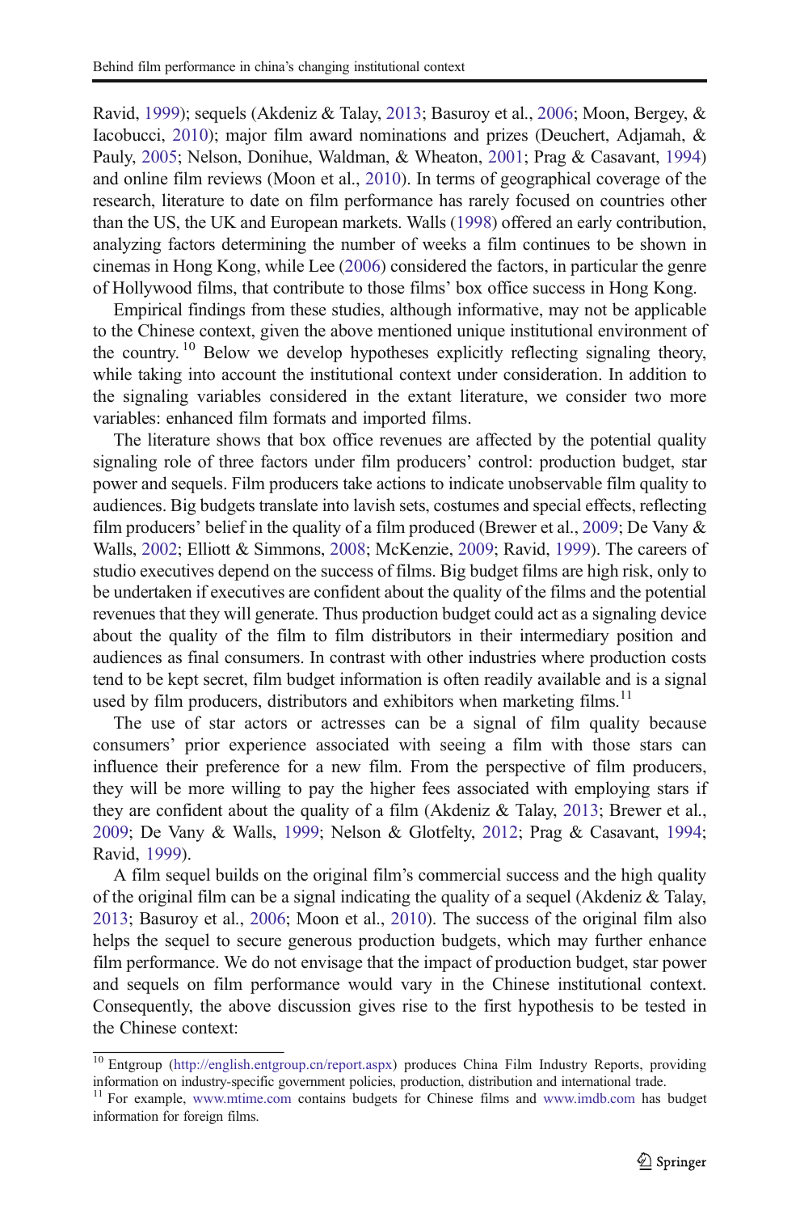Ravid, 1999); sequels (Akdeniz & Talay, 2013; Basuroy et al., 2006; Moon, Bergey, & Iacobucci, 2010); major film award nominations and prizes (Deuchert, Adjamah, & Pauly, 2005; Nelson, Donihue, Waldman, & Wheaton, 2001; Prag & Casavant, 1994) and online film reviews (Moon et al., 2010). In terms of geographical coverage of the research, literature to date on film performance has rarely focused on countries other than the US, the UK and European markets. Walls (1998) offered an early contribution, analyzing factors determining the number of weeks a film continues to be shown in cinemas in Hong Kong, while Lee (2006) considered the factors, in particular the genre of Hollywood films, that contribute to those films' box office success in Hong Kong.

Empirical findings from these studies, although informative, may not be applicable to the Chinese context, given the above mentioned unique institutional environment of the country. [10] Below we develop hypotheses explicitly reflecting signaling theory, while taking into account the institutional context under consideration. In addition to the signaling variables considered in the extant literature, we consider two more variables: enhanced film formats and imported films.

The literature shows that box office revenues are affected by the potential quality signaling role of three factors under film producers' control: production budget, star power and sequels. Film producers take actions to indicate unobservable film quality to audiences. Big budgets translate into lavish sets, costumes and special effects, reflecting film producers' belief in the quality of a film produced (Brewer et al., 2009; De Vany & Walls, 2002; Elliott & Simmons, 2008; McKenzie, 2009; Ravid, 1999). The careers of studio executives depend on the success of films. Big budget films are high risk, only to be undertaken if executives are confident about the quality of the films and the potential revenues that they will generate. Thus production budget could act as a signaling device about the quality of the film to film distributors in their intermediary position and audiences as final consumers. In contrast with other industries where production costs tend to be kept secret, film budget information is often readily available and is a signal used by film producers, distributors and exhibitors when marketing films.[11]

The use of star actors or actresses can be a signal of film quality because consumers' prior experience associated with seeing a film with those stars can influence their preference for a new film. From the perspective of film producers, they will be more willing to pay the higher fees associated with employing stars if they are confident about the quality of a film (Akdeniz & Talay, 2013; Brewer et al., 2009; De Vany & Walls, 1999; Nelson & Glotfelty, 2012; Prag & Casavant, 1994; Ravid, 1999).

A film sequel builds on the original film's commercial success and the high quality of the original film can be a signal indicating the quality of a sequel (Akdeniz & Talay, 2013; Basuroy et al., 2006; Moon et al., 2010). The success of the original film also helps the sequel to secure generous production budgets, which may further enhance film performance. We do not envisage that the impact of production budget, star power and sequels on film performance would vary in the Chinese institutional context. Consequently, the above discussion gives rise to the first hypothesis to be tested in the Chinese context:

---

[10] Entgroup (http://english.entgroup.cn/report.aspx) produces China Film Industry Reports, providing information on industry-specific government policies, production, distribution and international trade.

[11] For example, www.mtime.com contains budgets for Chinese films and www.imdb.com has budget information for foreign films.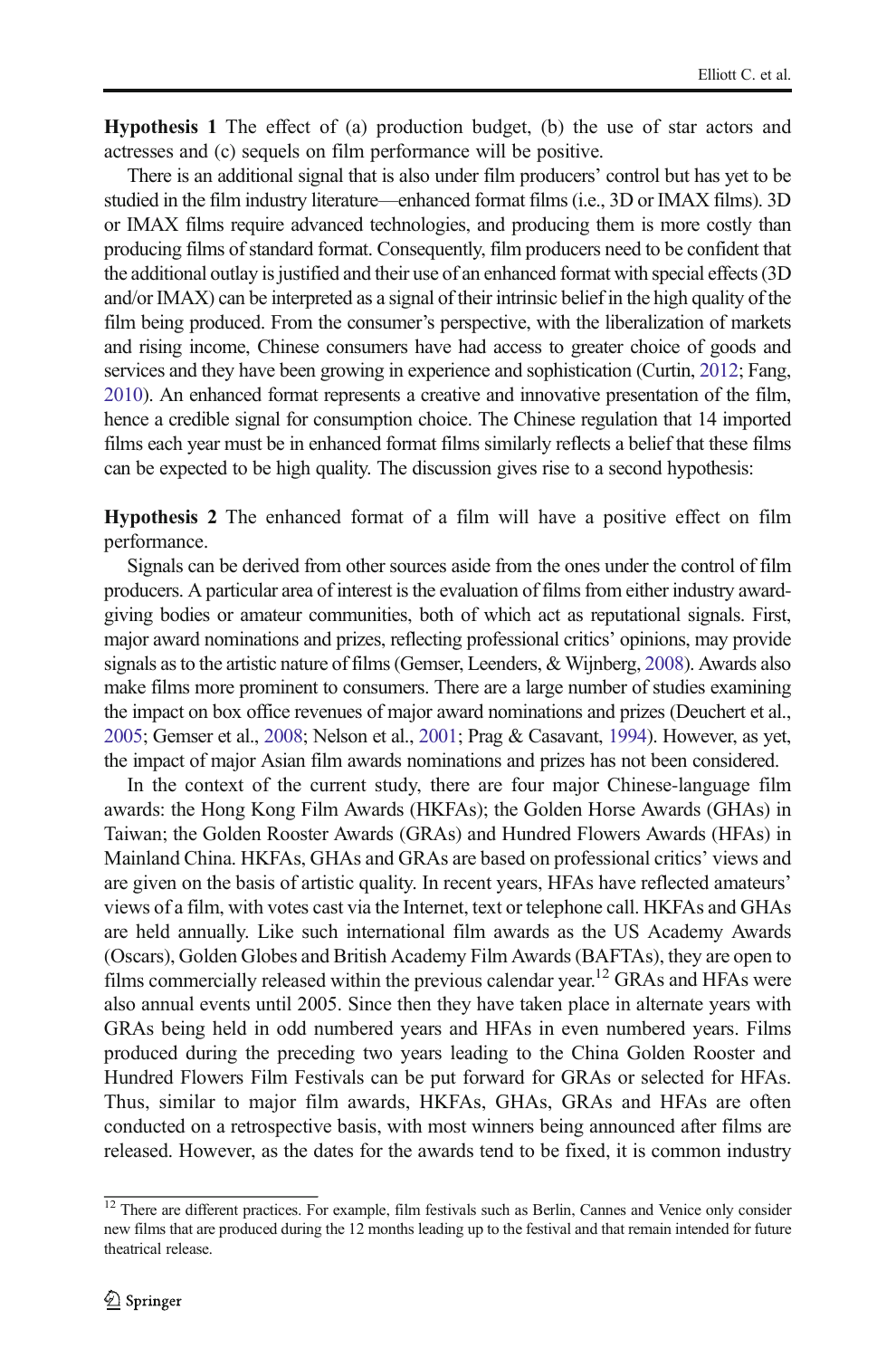**Hypothesis 1** The effect of (a) production budget, (b) the use of star actors and actresses and (c) sequels on film performance will be positive.

There is an additional signal that is also under film producers' control but has yet to be studied in the film industry literature—enhanced format films (i.e., 3D or IMAX films). 3D or IMAX films require advanced technologies, and producing them is more costly than producing films of standard format. Consequently, film producers need to be confident that the additional outlay is justified and their use of an enhanced format with special effects (3D and/or IMAX) can be interpreted as a signal of their intrinsic belief in the high quality of the film being produced. From the consumer's perspective, with the liberalization of markets and rising income, Chinese consumers have had access to greater choice of goods and services and they have been growing in experience and sophistication (Curtin, 2012; Fang, 2010). An enhanced format represents a creative and innovative presentation of the film, hence a credible signal for consumption choice. The Chinese regulation that 14 imported films each year must be in enhanced format films similarly reflects a belief that these films can be expected to be high quality. The discussion gives rise to a second hypothesis:

**Hypothesis 2** The enhanced format of a film will have a positive effect on film performance.

Signals can be derived from other sources aside from the ones under the control of film producers. A particular area of interest is the evaluation of films from either industry award-giving bodies or amateur communities, both of which act as reputational signals. First, major award nominations and prizes, reflecting professional critics' opinions, may provide signals as to the artistic nature of films (Gemser, Leenders, & Wijnberg, 2008). Awards also make films more prominent to consumers. There are a large number of studies examining the impact on box office revenues of major award nominations and prizes (Deuchert et al., 2005; Gemser et al., 2008; Nelson et al., 2001; Prag & Casavant, 1994). However, as yet, the impact of major Asian film awards nominations and prizes has not been considered.

In the context of the current study, there are four major Chinese-language film awards: the Hong Kong Film Awards (HKFAs); the Golden Horse Awards (GHAs) in Taiwan; the Golden Rooster Awards (GRAs) and Hundred Flowers Awards (HFAs) in Mainland China. HKFAs, GHAs and GRAs are based on professional critics' views and are given on the basis of artistic quality. In recent years, HFAs have reflected amateurs' views of a film, with votes cast via the Internet, text or telephone call. HKFAs and GHAs are held annually. Like such international film awards as the US Academy Awards (Oscars), Golden Globes and British Academy Film Awards (BAFTAs), they are open to films commercially released within the previous calendar year.[12] GRAs and HFAs were also annual events until 2005. Since then they have taken place in alternate years with GRAs being held in odd numbered years and HFAs in even numbered years. Films produced during the preceding two years leading to the China Golden Rooster and Hundred Flowers Film Festivals can be put forward for GRAs or selected for HFAs. Thus, similar to major film awards, HKFAs, GHAs, GRAs and HFAs are often conducted on a retrospective basis, with most winners being announced after films are released. However, as the dates for the awards tend to be fixed, it is common industry

[12] There are different practices. For example, film festivals such as Berlin, Cannes and Venice only consider new films that are produced during the 12 months leading up to the festival and that remain intended for future theatrical release.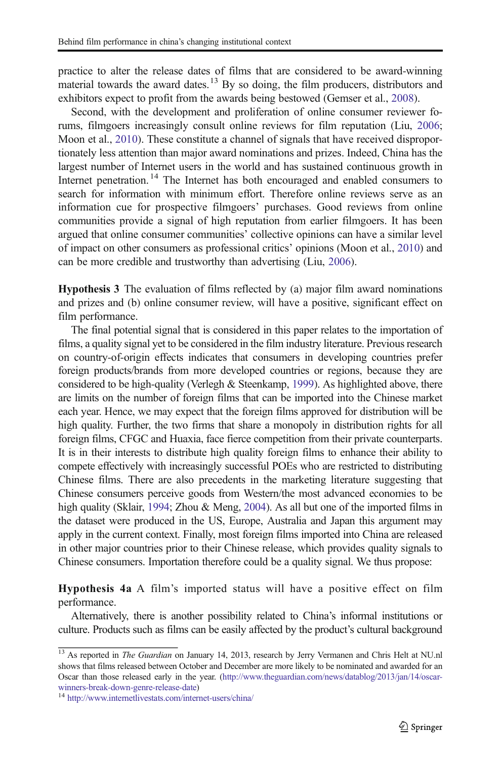practice to alter the release dates of films that are considered to be award-winning material towards the award dates.[13] By so doing, the film producers, distributors and exhibitors expect to profit from the awards being bestowed (Gemser et al., 2008).

Second, with the development and proliferation of online consumer reviewer forums, filmgoers increasingly consult online reviews for film reputation (Liu, 2006; Moon et al., 2010). These constitute a channel of signals that have received disproportionately less attention than major award nominations and prizes. Indeed, China has the largest number of Internet users in the world and has sustained continuous growth in Internet penetration.[14] The Internet has both encouraged and enabled consumers to search for information with minimum effort. Therefore online reviews serve as an information cue for prospective filmgoers' purchases. Good reviews from online communities provide a signal of high reputation from earlier filmgoers. It has been argued that online consumer communities' collective opinions can have a similar level of impact on other consumers as professional critics' opinions (Moon et al., 2010) and can be more credible and trustworthy than advertising (Liu, 2006).

**Hypothesis 3** The evaluation of films reflected by (a) major film award nominations and prizes and (b) online consumer review, will have a positive, significant effect on film performance.

The final potential signal that is considered in this paper relates to the importation of films, a quality signal yet to be considered in the film industry literature. Previous research on country-of-origin effects indicates that consumers in developing countries prefer foreign products/brands from more developed countries or regions, because they are considered to be high-quality (Verlegh & Steenkamp, 1999). As highlighted above, there are limits on the number of foreign films that can be imported into the Chinese market each year. Hence, we may expect that the foreign films approved for distribution will be high quality. Further, the two firms that share a monopoly in distribution rights for all foreign films, CFGC and Huaxia, face fierce competition from their private counterparts. It is in their interests to distribute high quality foreign films to enhance their ability to compete effectively with increasingly successful POEs who are restricted to distributing Chinese films. There are also precedents in the marketing literature suggesting that Chinese consumers perceive goods from Western/the most advanced economies to be high quality (Sklair, 1994; Zhou & Meng, 2004). As all but one of the imported films in the dataset were produced in the US, Europe, Australia and Japan this argument may apply in the current context. Finally, most foreign films imported into China are released in other major countries prior to their Chinese release, which provides quality signals to Chinese consumers. Importation therefore could be a quality signal. We thus propose:

**Hypothesis 4a** A film's imported status will have a positive effect on film performance.

Alternatively, there is another possibility related to China's informal institutions or culture. Products such as films can be easily affected by the product's cultural background

---

[13] As reported in *The Guardian* on January 14, 2013, research by Jerry Vermanen and Chris Helt at NU.nl shows that films released between October and December are more likely to be nominated and awarded for an Oscar than those released early in the year. (http://www.theguardian.com/news/datablog/2013/jan/14/oscar-winners-break-down-genre-release-date)

[14] http://www.internetlivestats.com/internet-users/china/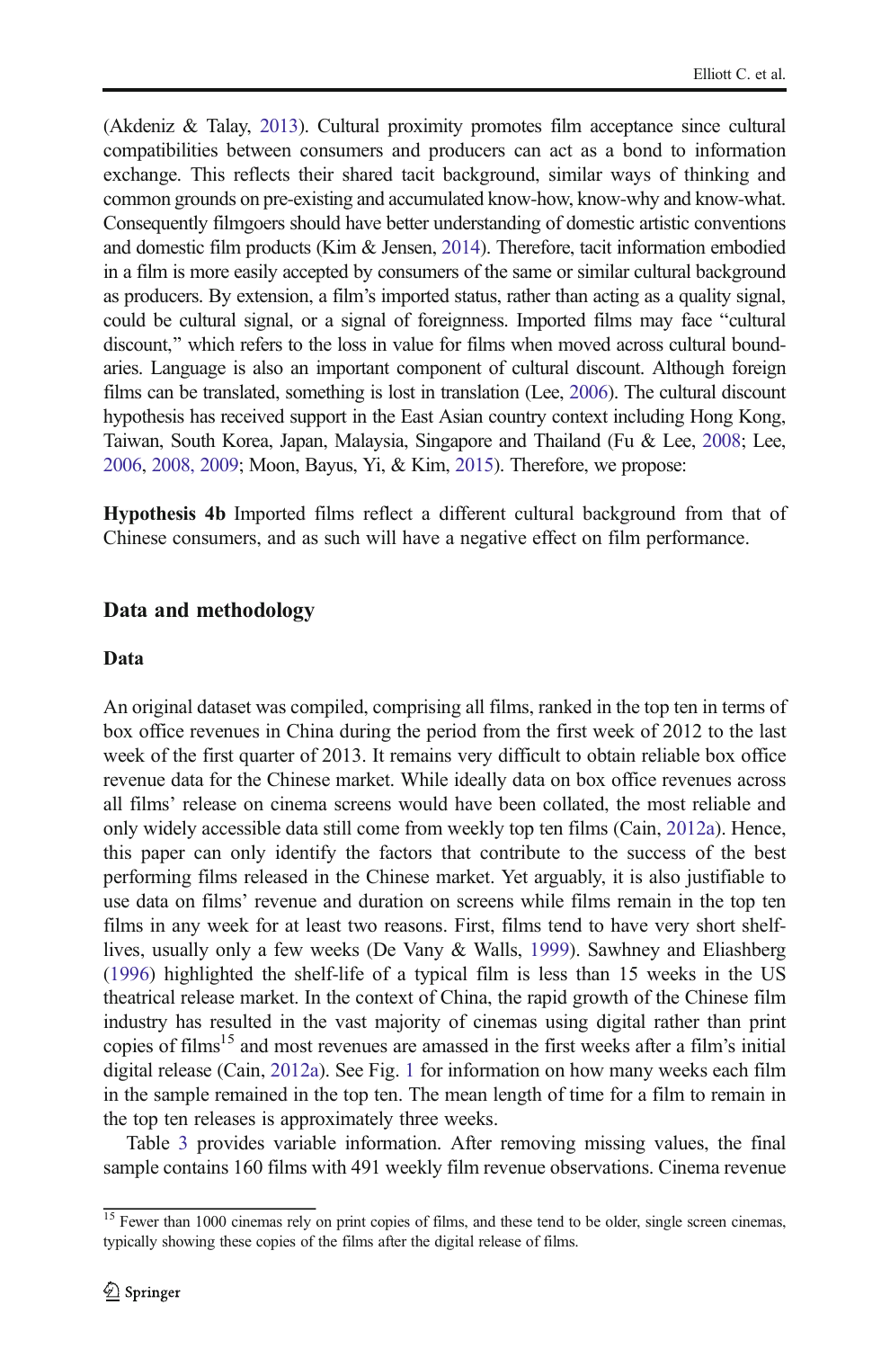(Akdeniz & Talay, 2013). Cultural proximity promotes film acceptance since cultural compatibilities between consumers and producers can act as a bond to information exchange. This reflects their shared tacit background, similar ways of thinking and common grounds on pre-existing and accumulated know-how, know-why and know-what. Consequently filmgoers should have better understanding of domestic artistic conventions and domestic film products (Kim & Jensen, 2014). Therefore, tacit information embodied in a film is more easily accepted by consumers of the same or similar cultural background as producers. By extension, a film's imported status, rather than acting as a quality signal, could be cultural signal, or a signal of foreignness. Imported films may face "cultural discount," which refers to the loss in value for films when moved across cultural boundaries. Language is also an important component of cultural discount. Although foreign films can be translated, something is lost in translation (Lee, 2006). The cultural discount hypothesis has received support in the East Asian country context including Hong Kong, Taiwan, South Korea, Japan, Malaysia, Singapore and Thailand (Fu & Lee, 2008; Lee, 2006, 2008, 2009; Moon, Bayus, Yi, & Kim, 2015). Therefore, we propose:

**Hypothesis 4b** Imported films reflect a different cultural background from that of Chinese consumers, and as such will have a negative effect on film performance.

## Data and methodology

### Data

An original dataset was compiled, comprising all films, ranked in the top ten in terms of box office revenues in China during the period from the first week of 2012 to the last week of the first quarter of 2013. It remains very difficult to obtain reliable box office revenue data for the Chinese market. While ideally data on box office revenues across all films' release on cinema screens would have been collated, the most reliable and only widely accessible data still come from weekly top ten films (Cain, 2012a). Hence, this paper can only identify the factors that contribute to the success of the best performing films released in the Chinese market. Yet arguably, it is also justifiable to use data on films' revenue and duration on screens while films remain in the top ten films in any week for at least two reasons. First, films tend to have very short shelf-lives, usually only a few weeks (De Vany & Walls, 1999). Sawhney and Eliashberg (1996) highlighted the shelf-life of a typical film is less than 15 weeks in the US theatrical release market. In the context of China, the rapid growth of the Chinese film industry has resulted in the vast majority of cinemas using digital rather than print copies of films[15] and most revenues are amassed in the first weeks after a film's initial digital release (Cain, 2012a). See Fig. 1 for information on how many weeks each film in the sample remained in the top ten. The mean length of time for a film to remain in the top ten releases is approximately three weeks.

Table 3 provides variable information. After removing missing values, the final sample contains 160 films with 491 weekly film revenue observations. Cinema revenue

[15] Fewer than 1000 cinemas rely on print copies of films, and these tend to be older, single screen cinemas, typically showing these copies of the films after the digital release of films.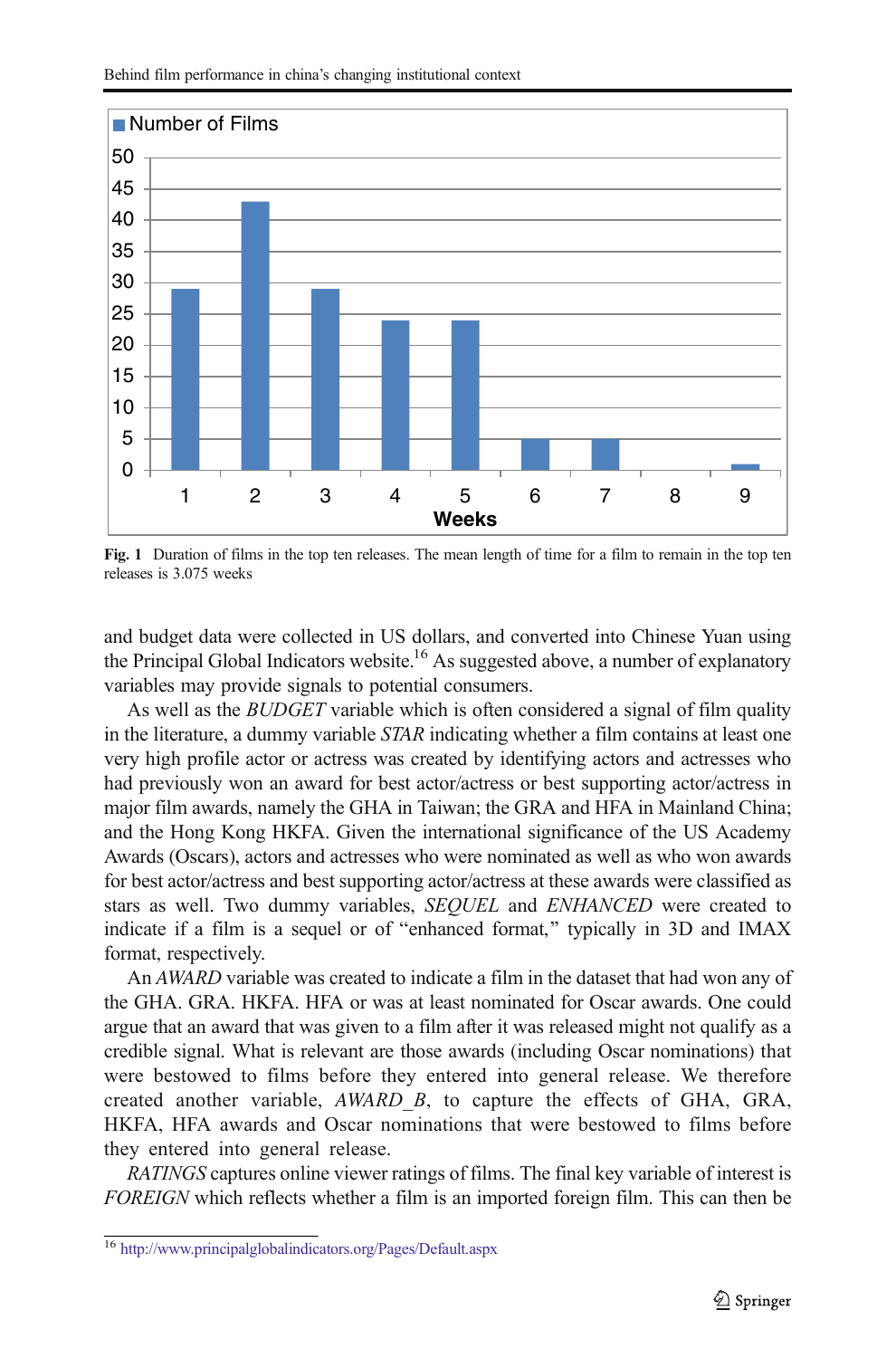**Fig. 1** Duration of films in the top ten releases. The mean length of time for a film to remain in the top ten releases is 3.075 weeks

and budget data were collected in US dollars, and converted into Chinese Yuan using the Principal Global Indicators website.[16] As suggested above, a number of explanatory variables may provide signals to potential consumers.

As well as the *BUDGET* variable which is often considered a signal of film quality in the literature, a dummy variable *STAR* indicating whether a film contains at least one very high profile actor or actress was created by identifying actors and actresses who had previously won an award for best actor/actress or best supporting actor/actress in major film awards, namely the GHA in Taiwan; the GRA and HFA in Mainland China; and the Hong Kong HKFA. Given the international significance of the US Academy Awards (Oscars), actors and actresses who were nominated as well as who won awards for best actor/actress and best supporting actor/actress at these awards were classified as stars as well. Two dummy variables, *SEQUEL* and *ENHANCED* were created to indicate if a film is a sequel or of "enhanced format," typically in 3D and IMAX format, respectively.

An *AWARD* variable was created to indicate a film in the dataset that had won any of the GHA. GRA. HKFA. HFA or was at least nominated for Oscar awards. One could argue that an award that was given to a film after it was released might not qualify as a credible signal. What is relevant are those awards (including Oscar nominations) that were bestowed to films before they entered into general release. We therefore created another variable, *AWARD_B*, to capture the effects of GHA, GRA, HKFA, HFA awards and Oscar nominations that were bestowed to films before they entered into general release.

*RATINGS* captures online viewer ratings of films. The final key variable of interest is *FOREIGN* which reflects whether a film is an imported foreign film. This can then be

[16] http://www.principalglobalindicators.org/Pages/Default.aspx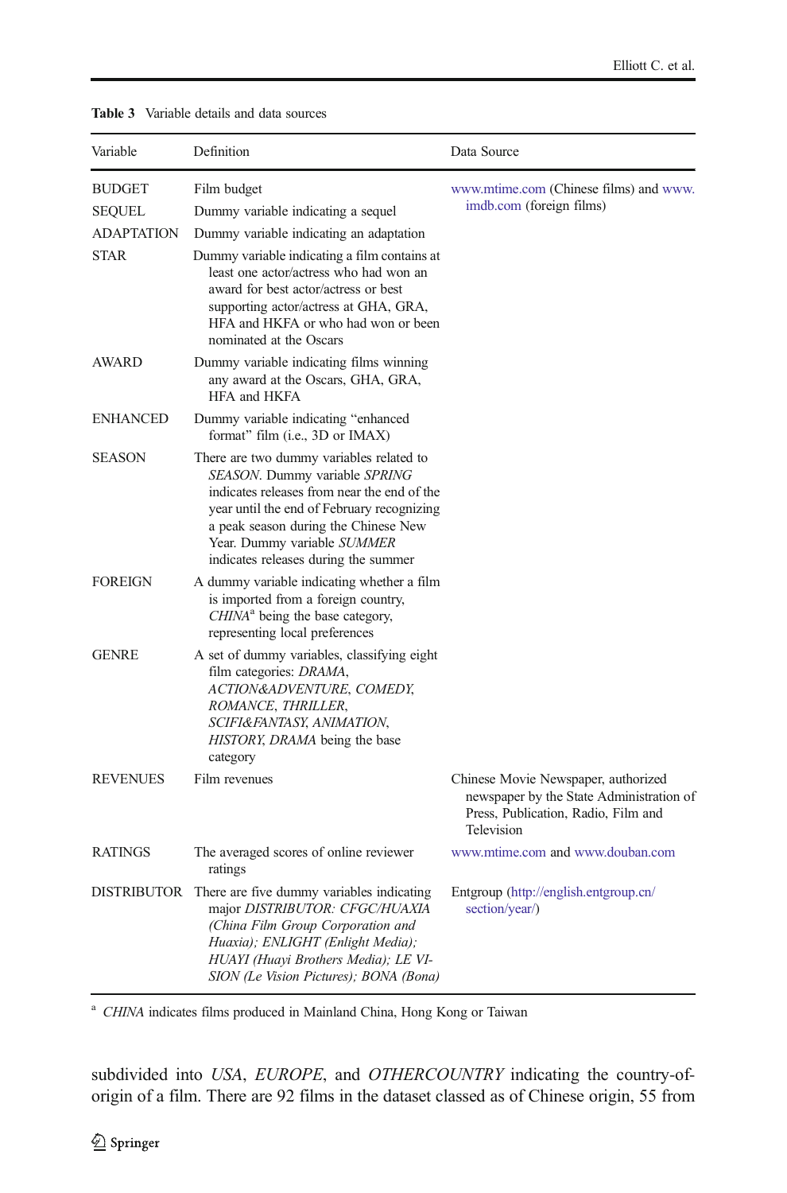**Table 3** Variable details and data sources

| Variable | Definition | Data Source |
|---|---|---|
| BUDGET | Film budget | www.mtime.com (Chinese films) and www.imdb.com (foreign films) |
| SEQUEL | Dummy variable indicating a sequel | |
| ADAPTATION | Dummy variable indicating an adaptation | |
| STAR | Dummy variable indicating a film contains at least one actor/actress who had won an award for best actor/actress or best supporting actor/actress at GHA, GRA, HFA and HKFA or who had won or been nominated at the Oscars | |
| AWARD | Dummy variable indicating films winning any award at the Oscars, GHA, GRA, HFA and HKFA | |
| ENHANCED | Dummy variable indicating "enhanced format" film (i.e., 3D or IMAX) | |
| SEASON | There are two dummy variables related to *SEASON*. Dummy variable *SPRING* indicates releases from near the end of the year until the end of February recognizing a peak season during the Chinese New Year. Dummy variable *SUMMER* indicates releases during the summer | |
| FOREIGN | A dummy variable indicating whether a film is imported from a foreign country, *CHINA*[a] being the base category, representing local preferences | |
| GENRE | A set of dummy variables, classifying eight film categories: *DRAMA*, *ACTION&ADVENTURE*, *COMEDY*, *ROMANCE*, *THRILLER*, *SCIFI&FANTASY*, *ANIMATION*, *HISTORY*, *DRAMA* being the base category | |
| REVENUES | Film revenues | Chinese Movie Newspaper, authorized newspaper by the State Administration of Press, Publication, Radio, Film and Television |
| RATINGS | The averaged scores of online reviewer ratings | www.mtime.com and www.douban.com |
| DISTRIBUTOR | There are five dummy variables indicating major *DISTRIBUTOR: CFGC/HUAXIA (China Film Group Corporation and Huaxia); ENLIGHT (Enlight Media); HUAYI (Huayi Brothers Media); LE VISION (Le Vision Pictures); BONA (Bona)* | Entgroup (http://english.entgroup.cn/section/year/) |

[a] *CHINA* indicates films produced in Mainland China, Hong Kong or Taiwan

subdivided into *USA*, *EUROPE*, and *OTHERCOUNTRY* indicating the country-of-origin of a film. There are 92 films in the dataset classed as of Chinese origin, 55 from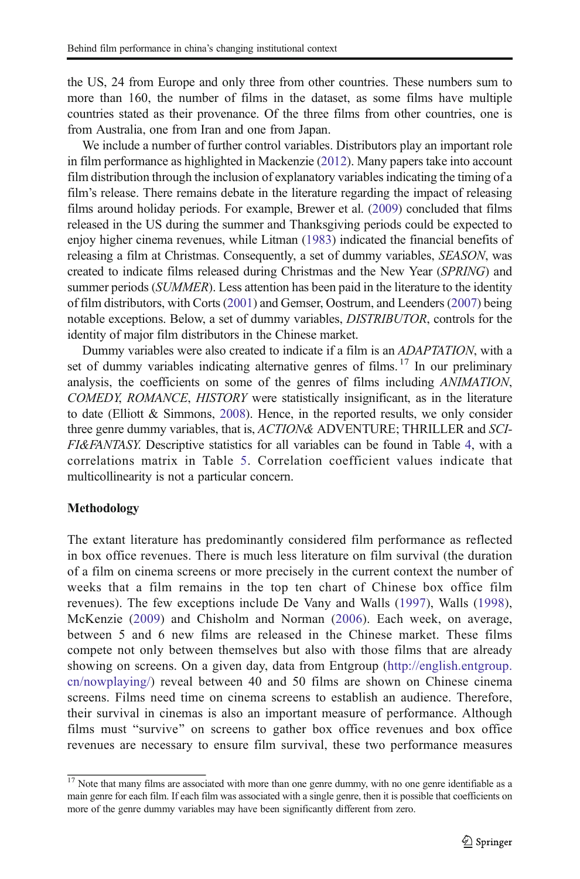the US, 24 from Europe and only three from other countries. These numbers sum to more than 160, the number of films in the dataset, as some films have multiple countries stated as their provenance. Of the three films from other countries, one is from Australia, one from Iran and one from Japan.

We include a number of further control variables. Distributors play an important role in film performance as highlighted in Mackenzie (2012). Many papers take into account film distribution through the inclusion of explanatory variables indicating the timing of a film's release. There remains debate in the literature regarding the impact of releasing films around holiday periods. For example, Brewer et al. (2009) concluded that films released in the US during the summer and Thanksgiving periods could be expected to enjoy higher cinema revenues, while Litman (1983) indicated the financial benefits of releasing a film at Christmas. Consequently, a set of dummy variables, *SEASON*, was created to indicate films released during Christmas and the New Year (*SPRING*) and summer periods (*SUMMER*). Less attention has been paid in the literature to the identity of film distributors, with Corts (2001) and Gemser, Oostrum, and Leenders (2007) being notable exceptions. Below, a set of dummy variables, *DISTRIBUTOR*, controls for the identity of major film distributors in the Chinese market.

Dummy variables were also created to indicate if a film is an *ADAPTATION*, with a set of dummy variables indicating alternative genres of films.[17] In our preliminary analysis, the coefficients on some of the genres of films including *ANIMATION*, *COMEDY*, *ROMANCE*, *HISTORY* were statistically insignificant, as in the literature to date (Elliott & Simmons, 2008). Hence, in the reported results, we only consider three genre dummy variables, that is, *ACTION&* ADVENTURE; THRILLER and *SCI-FI&FANTASY*. Descriptive statistics for all variables can be found in Table 4, with a correlations matrix in Table 5. Correlation coefficient values indicate that multicollinearity is not a particular concern.

## Methodology

The extant literature has predominantly considered film performance as reflected in box office revenues. There is much less literature on film survival (the duration of a film on cinema screens or more precisely in the current context the number of weeks that a film remains in the top ten chart of Chinese box office film revenues). The few exceptions include De Vany and Walls (1997), Walls (1998), McKenzie (2009) and Chisholm and Norman (2006). Each week, on average, between 5 and 6 new films are released in the Chinese market. These films compete not only between themselves but also with those films that are already showing on screens. On a given day, data from Entgroup (http://english.entgroup.cn/nowplaying/) reveal between 40 and 50 films are shown on Chinese cinema screens. Films need time on cinema screens to establish an audience. Therefore, their survival in cinemas is also an important measure of performance. Although films must "survive" on screens to gather box office revenues and box office revenues are necessary to ensure film survival, these two performance measures

[17] Note that many films are associated with more than one genre dummy, with no one genre identifiable as a main genre for each film. If each film was associated with a single genre, then it is possible that coefficients on more of the genre dummy variables may have been significantly different from zero.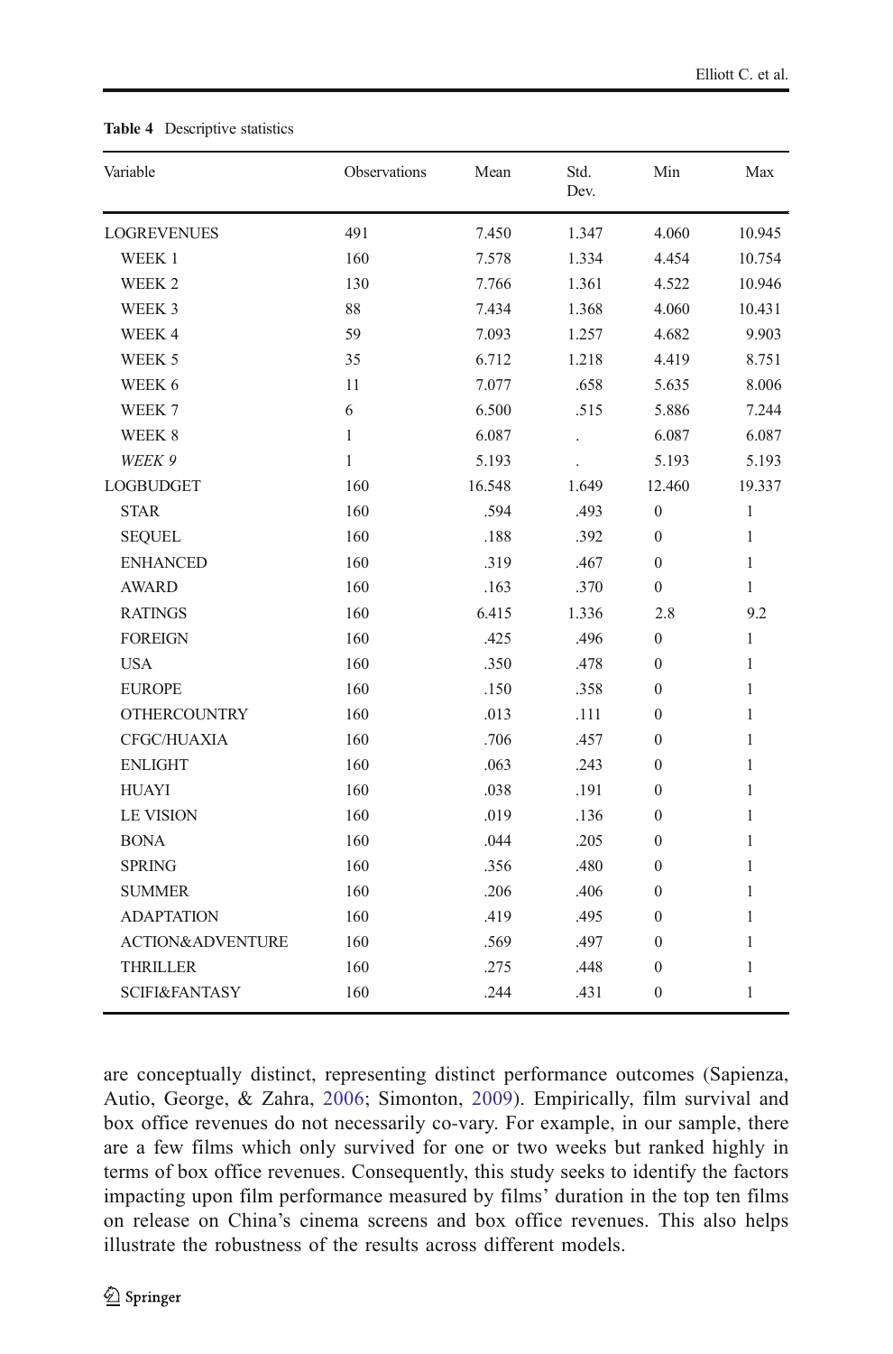**Table 4** Descriptive statistics

| Variable | Observations | Mean | Std. Dev. | Min | Max |
|---|---|---|---|---|---|
| LOGREVENUES | 491 | 7.450 | 1.347 | 4.060 | 10.945 |
| WEEK 1 | 160 | 7.578 | 1.334 | 4.454 | 10.754 |
| WEEK 2 | 130 | 7.766 | 1.361 | 4.522 | 10.946 |
| WEEK 3 | 88 | 7.434 | 1.368 | 4.060 | 10.431 |
| WEEK 4 | 59 | 7.093 | 1.257 | 4.682 | 9.903 |
| WEEK 5 | 35 | 6.712 | 1.218 | 4.419 | 8.751 |
| WEEK 6 | 11 | 7.077 | .658 | 5.635 | 8.006 |
| WEEK 7 | 6 | 6.500 | .515 | 5.886 | 7.244 |
| WEEK 8 | 1 | 6.087 | . | 6.087 | 6.087 |
| *WEEK 9* | 1 | 5.193 | . | 5.193 | 5.193 |
| LOGBUDGET | 160 | 16.548 | 1.649 | 12.460 | 19.337 |
| STAR | 160 | .594 | .493 | 0 | 1 |
| SEQUEL | 160 | .188 | .392 | 0 | 1 |
| ENHANCED | 160 | .319 | .467 | 0 | 1 |
| AWARD | 160 | .163 | .370 | 0 | 1 |
| RATINGS | 160 | 6.415 | 1.336 | 2.8 | 9.2 |
| FOREIGN | 160 | .425 | .496 | 0 | 1 |
| USA | 160 | .350 | .478 | 0 | 1 |
| EUROPE | 160 | .150 | .358 | 0 | 1 |
| OTHERCOUNTRY | 160 | .013 | .111 | 0 | 1 |
| CFGC/HUAXIA | 160 | .706 | .457 | 0 | 1 |
| ENLIGHT | 160 | .063 | .243 | 0 | 1 |
| HUAYI | 160 | .038 | .191 | 0 | 1 |
| LE VISION | 160 | .019 | .136 | 0 | 1 |
| BONA | 160 | .044 | .205 | 0 | 1 |
| SPRING | 160 | .356 | .480 | 0 | 1 |
| SUMMER | 160 | .206 | .406 | 0 | 1 |
| ADAPTATION | 160 | .419 | .495 | 0 | 1 |
| ACTION&ADVENTURE | 160 | .569 | .497 | 0 | 1 |
| THRILLER | 160 | .275 | .448 | 0 | 1 |
| SCIFI&FANTASY | 160 | .244 | .431 | 0 | 1 |

are conceptually distinct, representing distinct performance outcomes (Sapienza, Autio, George, & Zahra, 2006; Simonton, 2009). Empirically, film survival and box office revenues do not necessarily co-vary. For example, in our sample, there are a few films which only survived for one or two weeks but ranked highly in terms of box office revenues. Consequently, this study seeks to identify the factors impacting upon film performance measured by films' duration in the top ten films on release on China's cinema screens and box office revenues. This also helps illustrate the robustness of the results across different models.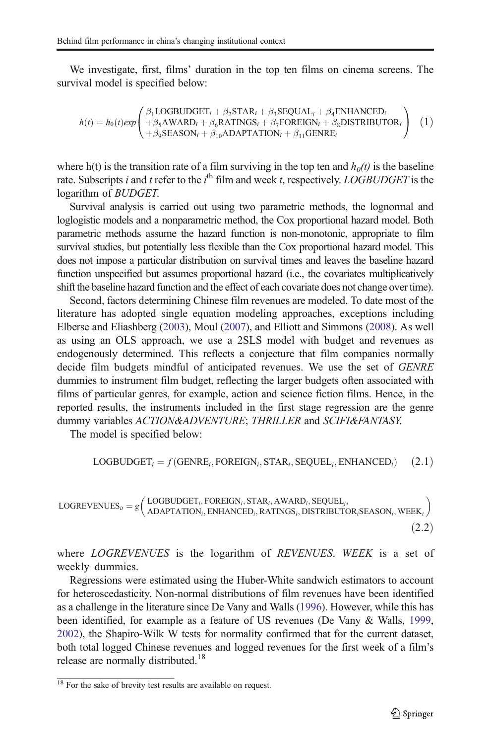We investigate, first, films' duration in the top ten films on cinema screens. The survival model is specified below:

$$h(t) = h_0(t)exp\begin{pmatrix} \beta_1\text{LOGBUDGET}_i + \beta_2\text{STAR}_i + \beta_3\text{SEQUAL}_i + \beta_4\text{ENHANCED}_i \\ +\beta_5\text{AWARD}_i + \beta_6\text{RATINGS}_i + \beta_7\text{FOREIGN}_i + \beta_8\text{DISTRIBUTOR}_i \\ +\beta_9\text{SEASON}_i + \beta_{10}\text{ADAPTATION}_i + \beta_{11}\text{GENRE}_i \end{pmatrix} \quad (1)$$

where h(t) is the transition rate of a film surviving in the top ten and $h_0(t)$ is the baseline rate. Subscripts $i$ and $t$ refer to the $i^{th}$ film and week $t$, respectively. *LOGBUDGET* is the logarithm of *BUDGET*.

Survival analysis is carried out using two parametric methods, the lognormal and loglogistic models and a nonparametric method, the Cox proportional hazard model. Both parametric methods assume the hazard function is non-monotonic, appropriate to film survival studies, but potentially less flexible than the Cox proportional hazard model. This does not impose a particular distribution on survival times and leaves the baseline hazard function unspecified but assumes proportional hazard (i.e., the covariates multiplicatively shift the baseline hazard function and the effect of each covariate does not change over time).

Second, factors determining Chinese film revenues are modeled. To date most of the literature has adopted single equation modeling approaches, exceptions including Elberse and Eliashberg (2003), Moul (2007), and Elliott and Simmons (2008). As well as using an OLS approach, we use a 2SLS model with budget and revenues as endogenously determined. This reflects a conjecture that film companies normally decide film budgets mindful of anticipated revenues. We use the set of *GENRE* dummies to instrument film budget, reflecting the larger budgets often associated with films of particular genres, for example, action and science fiction films. Hence, in the reported results, the instruments included in the first stage regression are the genre dummy variables *ACTION&ADVENTURE*; *THRILLER* and *SCIFI&FANTASY.*

The model is specified below:

$$\text{LOGBUDGET}_i = f(\text{GENRE}_i, \text{FOREIGN}_i, \text{STAR}_i, \text{SEQUEL}_i, \text{ENHANCED}_i) \quad (2.1)$$

$$\text{LOGREVENUES}_{it} = g\begin{pmatrix} \text{LOGBUDGET}_i, \text{FOREIGN}_i, \text{STAR}_i, \text{AWARD}_i, \text{SEQUEL}_i, \\ \text{ADAPTATION}_i, \text{ENHANCED}_i, \text{RATINGS}_i, \text{DISTRIBUTOR}_i\text{SEASON}_i, \text{WEEK}_t \end{pmatrix} \quad (2.2)$$

where *LOGREVENUES* is the logarithm of *REVENUES*. *WEEK* is a set of weekly dummies.

Regressions were estimated using the Huber-White sandwich estimators to account for heteroscedasticity. Non-normal distributions of film revenues have been identified as a challenge in the literature since De Vany and Walls (1996). However, while this has been identified, for example as a feature of US revenues (De Vany & Walls, 1999, 2002), the Shapiro-Wilk W tests for normality confirmed that for the current dataset, both total logged Chinese revenues and logged revenues for the first week of a film's release are normally distributed.[18]

[18] For the sake of brevity test results are available on request.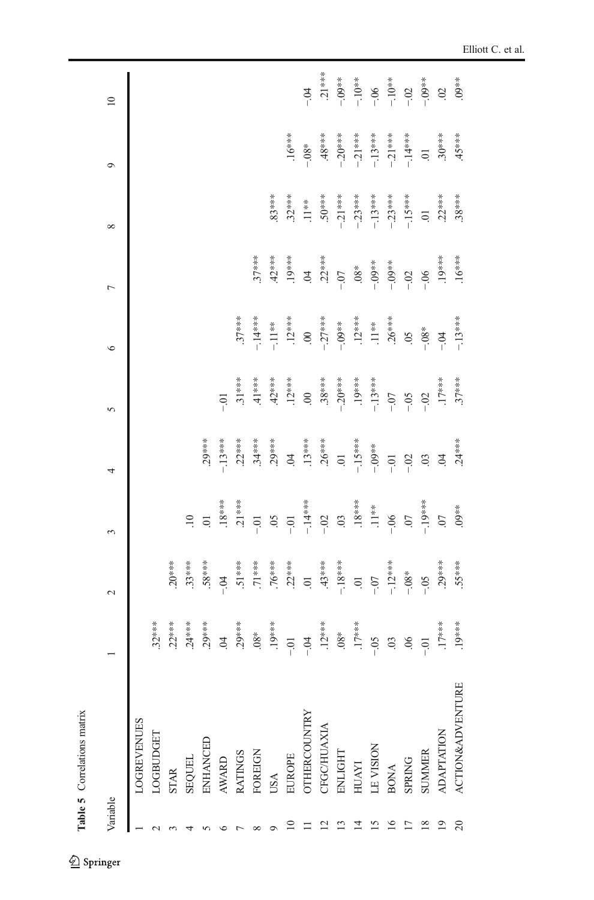**Table 5** Correlations matrix

| | Variable | 1 | 2 | 3 | 4 | 5 | 6 | 7 | 8 | 9 | 10 |
|---|---|---|---|---|---|---|---|---|---|---|---|
| 1 | LOGREVENUES | | | | | | | | | | |
| 2 | LOGBUDGET | .32*** | | | | | | | | | |
| 3 | STAR | .22*** | .20*** | | | | | | | | |
| 4 | SEQUEL | .24*** | .33*** | .10 | | | | | | | |
| 5 | ENHANCED | .29*** | .58*** | .01 | .29*** | | | | | | |
| 6 | AWARD | .04 | -.04 | .18*** | -.13*** | -.01 | | | | | |
| 7 | RATINGS | .29*** | .51*** | .21*** | .22*** | .31*** | .37*** | | | | |
| 8 | FOREIGN | .08* | .71*** | -.01 | .34*** | .41*** | -.14*** | .37*** | | | |
| 9 | USA | .19*** | .76*** | .05 | .29*** | .42*** | -.11** | .42*** | .83*** | | |
| 10 | EUROPE | -.01 | .22*** | -.01 | .04 | .12*** | .12*** | .19*** | .32*** | .16*** | |
| 11 | OTHERCOUNTRY | -.04 | .01 | -.14*** | .13*** | .00 | .00 | .04 | .11** | -.08* | -.04 |
| 12 | CFGC/HUAXIA | .12*** | .43*** | -.02 | .26*** | .38*** | -.27*** | .22*** | .50*** | .48*** | .21*** |
| 13 | ENLIGHT | .08* | -.18*** | .03 | .01 | -.20*** | -.09** | -.07 | -.21*** | -.20*** | -.09** |
| 14 | HUAYI | .17*** | .01 | .18*** | -.15*** | .19*** | .12*** | .08* | -.23*** | -.21*** | -.10** |
| 15 | LE VISION | -.05 | -.07 | .11** | -.09** | -.13*** | .11** | -.09** | -.13*** | -.13*** | -.06 |
| 16 | BONA | .03 | -.12*** | -.06 | -.01 | -.07 | .26*** | -.09** | -.23*** | -.21*** | -.10** |
| 17 | SPRING | .06 | -.08* | .07 | -.02 | -.05 | .05 | -.02 | -.15*** | -.14*** | -.02 |
| 18 | SUMMER | -.01 | -.05 | -.19*** | .03 | -.02 | -.08* | -.06 | .01 | .01 | -.09** |
| 19 | ADAPTATION | .17*** | .29*** | .07 | .04 | .17*** | -.04 | .19*** | .22*** | .30*** | .02 |
| 20 | ACTION&ADVENTURE | .19*** | .55*** | .09** | .24*** | .37*** | -.13*** | .16*** | .38*** | .45*** | .09** |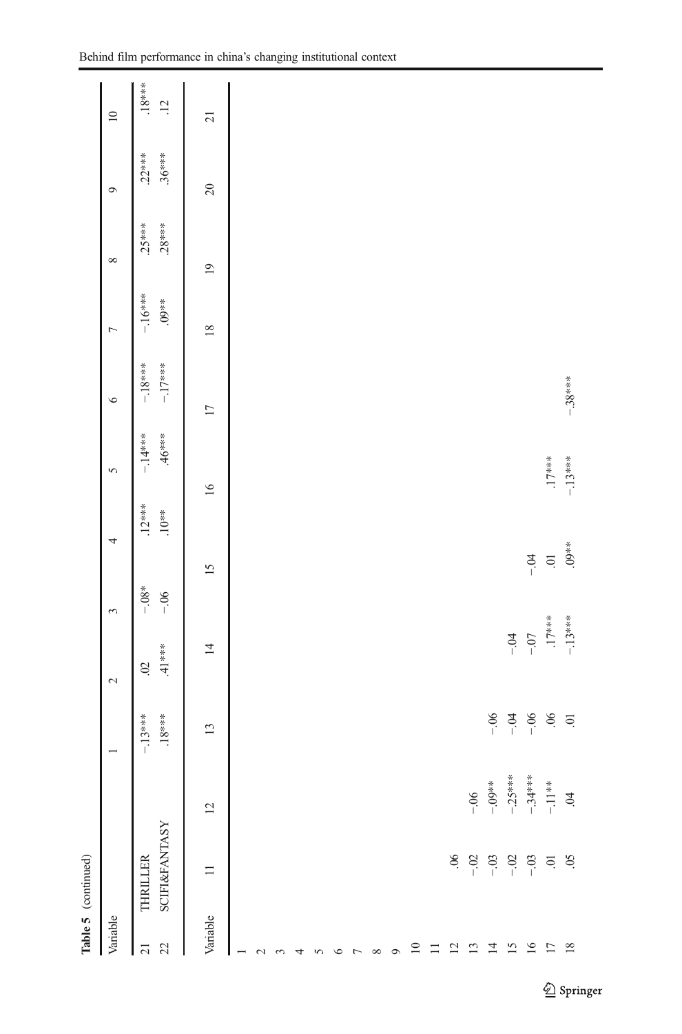**Table 5** (continued)

| Variable | | 1 | 2 | 3 | 4 | 5 | 6 | 7 | 8 | 9 | 10 |
|---|---|---|---|---|---|---|---|---|---|---|---|
| 21 | THRILLER | −.13*** | .02 | −.08* | .12*** | −.14*** | −.18*** | −.16*** | .25*** | .22*** | .18*** |
| 22 | SCIFI&FANTASY | .18*** | .41*** | −.06 | .10** | .46*** | −.17*** | .09** | .28*** | .36*** | .12 |

| Variable | 11 | 12 | 13 | 14 | 15 | 16 | 17 | 18 | 19 | 20 | 21 |
|---|---|---|---|---|---|---|---|---|---|---|---|
| 1 | | | | | | | | | | | |
| 2 | | | | | | | | | | | |
| 3 | | | | | | | | | | | |
| 4 | | | | | | | | | | | |
| 5 | | | | | | | | | | | |
| 6 | | | | | | | | | | | |
| 7 | | | | | | | | | | | |
| 8 | | | | | | | | | | | |
| 9 | | | | | | | | | | | |
| 10 | | | | | | | | | | | |
| 11 | | | | | | | | | | | |
| 12 | .06 | | | | | | | | | | |
| 13 | −.02 | −.06 | | | | | | | | | |
| 14 | −.03 | −.09** | −.06 | | | | | | | | |
| 15 | −.02 | −.25*** | −.04 | −.04 | | | | | | | |
| 16 | −.03 | −.34*** | −.06 | −.07 | −.04 | | | | | | |
| 17 | .01 | −.11** | .06 | .17*** | .01 | .17*** | | | | | |
| 18 | .05 | .04 | .01 | −.13*** | .09** | −.13*** | −.38*** | | | | |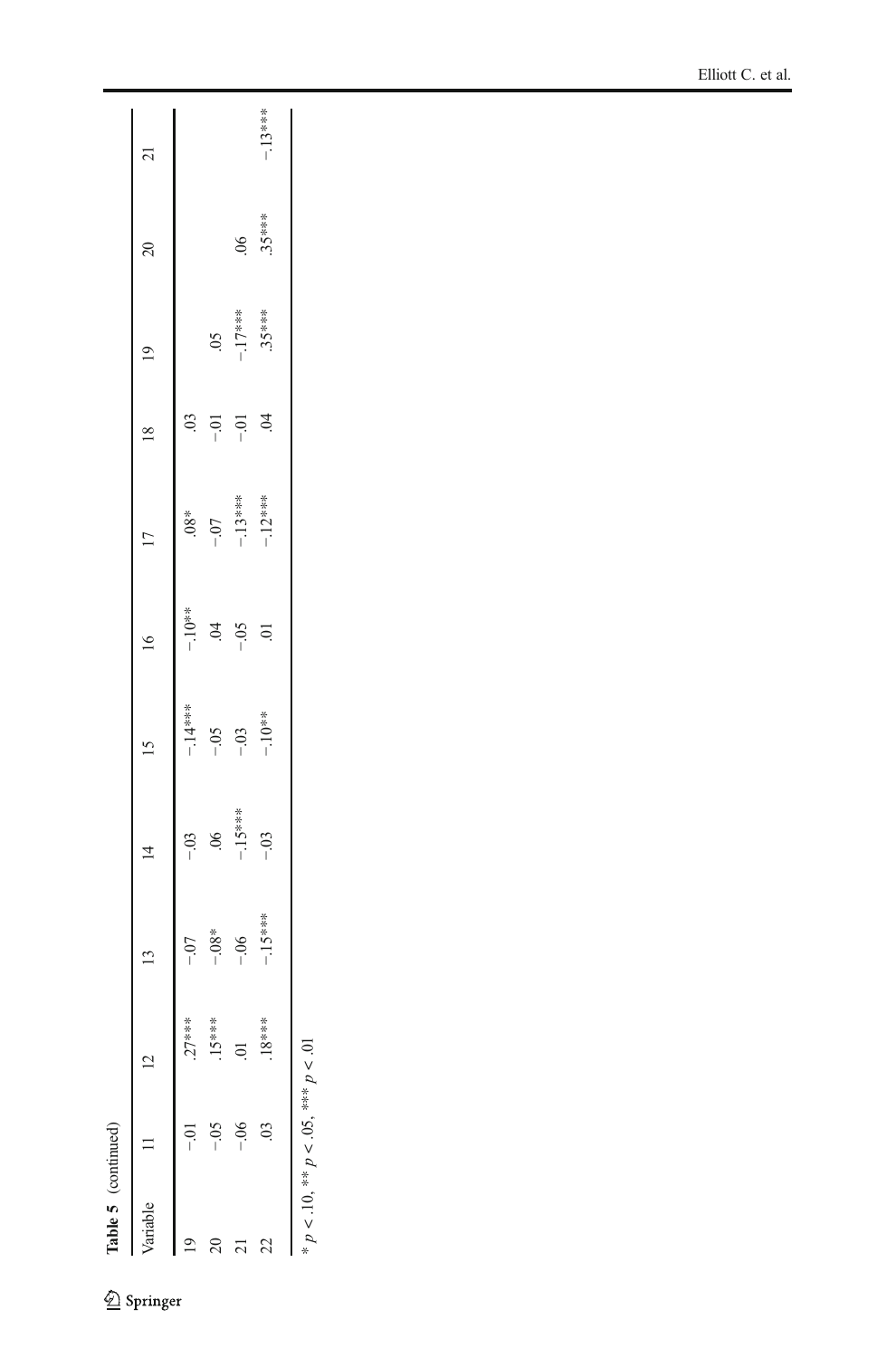**Table 5** (continued)

| Variable | 11 | 12 | 13 | 14 | 15 | 16 | 17 | 18 | 19 | 20 | 21 |
|---|---|---|---|---|---|---|---|---|---|---|---|
| 19 | −.01 | .27*** | −.07 | −.03 | −.14*** | −.10** | .08* | .03 | | | |
| 20 | −.05 | .15*** | −.08* | .06 | −.05 | .04 | −.07 | −.01 | .05 | | |
| 21 | −.06 | .01 | −.06 | −.15*** | −.03 | −.05 | −.13*** | −.01 | −.17*** | .06 | |
| 22 | .03 | .18*** | −.15*** | −.03 | −.10** | .01 | −.12*** | .04 | .35*** | .35*** | −.13*** |

* $p < .10$, ** $p < .05$, *** $p < .01$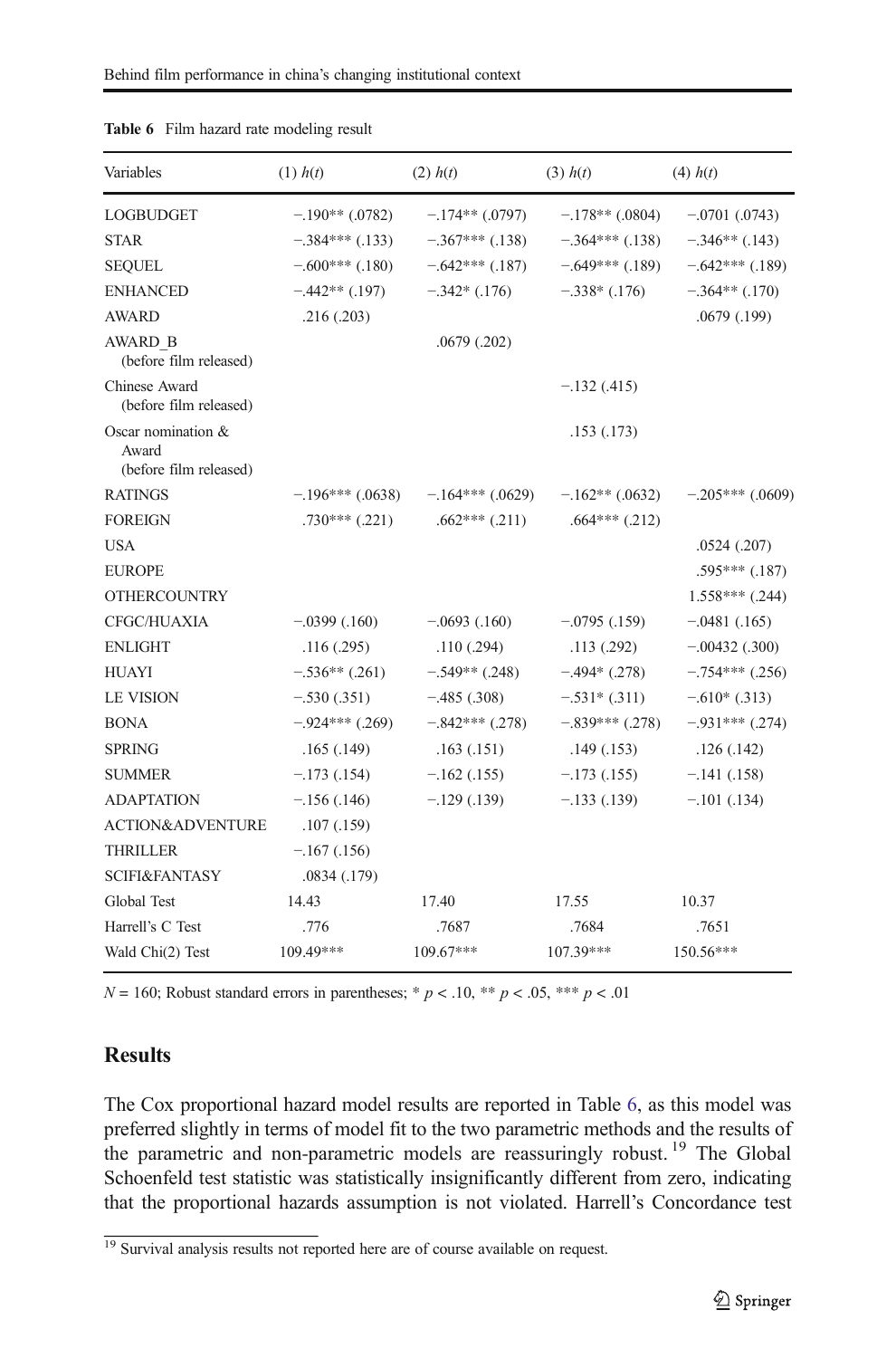**Table 6** Film hazard rate modeling result

| Variables | (1) $h(t)$ | (2) $h(t)$ | (3) $h(t)$ | (4) $h(t)$ |
|---|---|---|---|---|
| LOGBUDGET | −.190** (.0782) | −.174** (.0797) | −.178** (.0804) | −.0701 (.0743) |
| STAR | −.384*** (.133) | −.367*** (.138) | −.364*** (.138) | −.346** (.143) |
| SEQUEL | −.600*** (.180) | −.642*** (.187) | −.649*** (.189) | −.642*** (.189) |
| ENHANCED | −.442** (.197) | −.342* (.176) | −.338* (.176) | −.364** (.170) |
| AWARD | .216 (.203) | | | .0679 (.199) |
| AWARD_B (before film released) | | .0679 (.202) | | |
| Chinese Award (before film released) | | | −.132 (.415) | |
| Oscar nomination & Award (before film released) | | | .153 (.173) | |
| RATINGS | −.196*** (.0638) | −.164*** (.0629) | −.162** (.0632) | −.205*** (.0609) |
| FOREIGN | .730*** (.221) | .662*** (.211) | .664*** (.212) | |
| USA | | | | .0524 (.207) |
| EUROPE | | | | .595*** (.187) |
| OTHERCOUNTRY | | | | 1.558*** (.244) |
| CFGC/HUAXIA | −.0399 (.160) | −.0693 (.160) | −.0795 (.159) | −.0481 (.165) |
| ENLIGHT | .116 (.295) | .110 (.294) | .113 (.292) | −.00432 (.300) |
| HUAYI | −.536** (.261) | −.549** (.248) | −.494* (.278) | −.754*** (.256) |
| LE VISION | −.530 (.351) | −.485 (.308) | −.531* (.311) | −.610* (.313) |
| BONA | −.924*** (.269) | −.842*** (.278) | −.839*** (.278) | −.931*** (.274) |
| SPRING | .165 (.149) | .163 (.151) | .149 (.153) | .126 (.142) |
| SUMMER | −.173 (.154) | −.162 (.155) | −.173 (.155) | −.141 (.158) |
| ADAPTATION | −.156 (.146) | −.129 (.139) | −.133 (.139) | −.101 (.134) |
| ACTION&ADVENTURE | .107 (.159) | | | |
| THRILLER | −.167 (.156) | | | |
| SCIFI&FANTASY | .0834 (.179) | | | |
| Global Test | 14.43 | 17.40 | 17.55 | 10.37 |
| Harrell's C Test | .776 | .7687 | .7684 | .7651 |
| Wald Chi(2) Test | 109.49*** | 109.67*** | 107.39*** | 150.56*** |

$N = 160$; Robust standard errors in parentheses; * $p < .10$, ** $p < .05$, *** $p < .01$

## Results

The Cox proportional hazard model results are reported in Table 6, as this model was preferred slightly in terms of model fit to the two parametric methods and the results of the parametric and non-parametric models are reassuringly robust.[19] The Global Schoenfeld test statistic was statistically insignificantly different from zero, indicating that the proportional hazards assumption is not violated. Harrell's Concordance test

[19] Survival analysis results not reported here are of course available on request.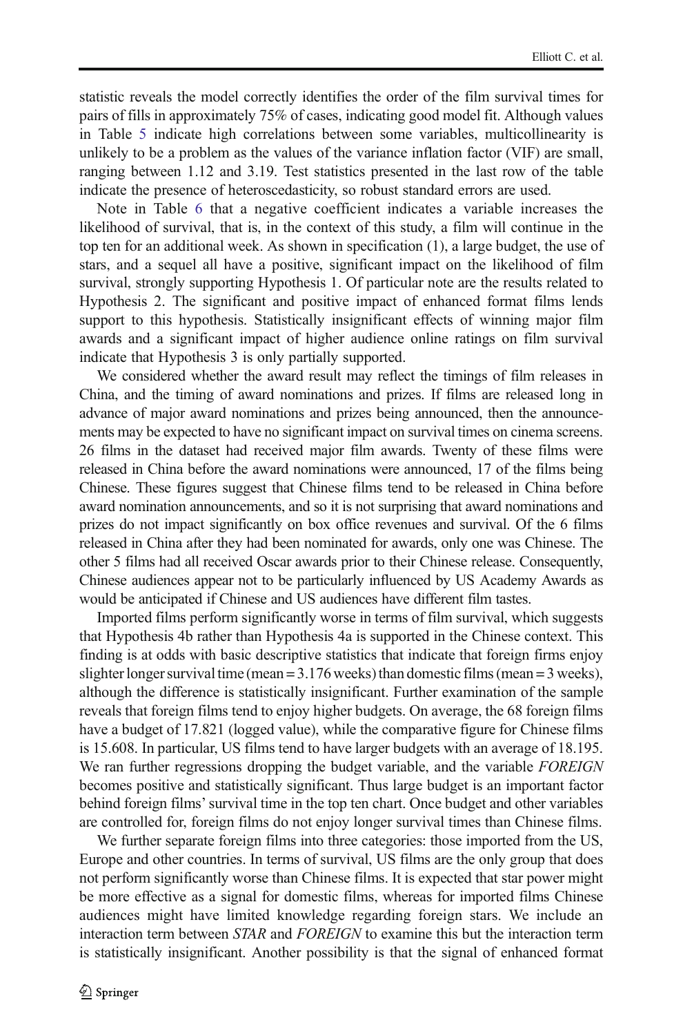statistic reveals the model correctly identifies the order of the film survival times for pairs of fills in approximately 75% of cases, indicating good model fit. Although values in Table 5 indicate high correlations between some variables, multicollinearity is unlikely to be a problem as the values of the variance inflation factor (VIF) are small, ranging between 1.12 and 3.19. Test statistics presented in the last row of the table indicate the presence of heteroscedasticity, so robust standard errors are used.

Note in Table 6 that a negative coefficient indicates a variable increases the likelihood of survival, that is, in the context of this study, a film will continue in the top ten for an additional week. As shown in specification (1), a large budget, the use of stars, and a sequel all have a positive, significant impact on the likelihood of film survival, strongly supporting Hypothesis 1. Of particular note are the results related to Hypothesis 2. The significant and positive impact of enhanced format films lends support to this hypothesis. Statistically insignificant effects of winning major film awards and a significant impact of higher audience online ratings on film survival indicate that Hypothesis 3 is only partially supported.

We considered whether the award result may reflect the timings of film releases in China, and the timing of award nominations and prizes. If films are released long in advance of major award nominations and prizes being announced, then the announcements may be expected to have no significant impact on survival times on cinema screens. 26 films in the dataset had received major film awards. Twenty of these films were released in China before the award nominations were announced, 17 of the films being Chinese. These figures suggest that Chinese films tend to be released in China before award nomination announcements, and so it is not surprising that award nominations and prizes do not impact significantly on box office revenues and survival. Of the 6 films released in China after they had been nominated for awards, only one was Chinese. The other 5 films had all received Oscar awards prior to their Chinese release. Consequently, Chinese audiences appear not to be particularly influenced by US Academy Awards as would be anticipated if Chinese and US audiences have different film tastes.

Imported films perform significantly worse in terms of film survival, which suggests that Hypothesis 4b rather than Hypothesis 4a is supported in the Chinese context. This finding is at odds with basic descriptive statistics that indicate that foreign firms enjoy slighter longer survival time (mean = 3.176 weeks) than domestic films (mean = 3 weeks), although the difference is statistically insignificant. Further examination of the sample reveals that foreign films tend to enjoy higher budgets. On average, the 68 foreign films have a budget of 17.821 (logged value), while the comparative figure for Chinese films is 15.608. In particular, US films tend to have larger budgets with an average of 18.195. We ran further regressions dropping the budget variable, and the variable *FOREIGN* becomes positive and statistically significant. Thus large budget is an important factor behind foreign films' survival time in the top ten chart. Once budget and other variables are controlled for, foreign films do not enjoy longer survival times than Chinese films.

We further separate foreign films into three categories: those imported from the US, Europe and other countries. In terms of survival, US films are the only group that does not perform significantly worse than Chinese films. It is expected that star power might be more effective as a signal for domestic films, whereas for imported films Chinese audiences might have limited knowledge regarding foreign stars. We include an interaction term between *STAR* and *FOREIGN* to examine this but the interaction term is statistically insignificant. Another possibility is that the signal of enhanced format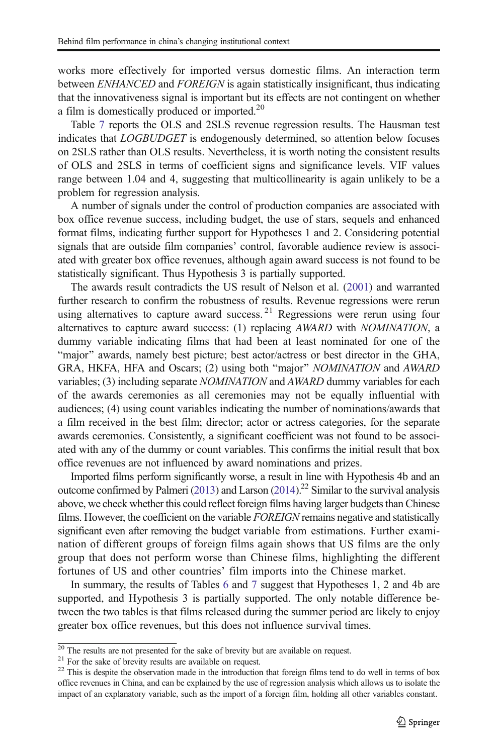works more effectively for imported versus domestic films. An interaction term between *ENHANCED* and *FOREIGN* is again statistically insignificant, thus indicating that the innovativeness signal is important but its effects are not contingent on whether a film is domestically produced or imported.[20]

Table 7 reports the OLS and 2SLS revenue regression results. The Hausman test indicates that *LOGBUDGET* is endogenously determined, so attention below focuses on 2SLS rather than OLS results. Nevertheless, it is worth noting the consistent results of OLS and 2SLS in terms of coefficient signs and significance levels. VIF values range between 1.04 and 4, suggesting that multicollinearity is again unlikely to be a problem for regression analysis.

A number of signals under the control of production companies are associated with box office revenue success, including budget, the use of stars, sequels and enhanced format films, indicating further support for Hypotheses 1 and 2. Considering potential signals that are outside film companies' control, favorable audience review is associated with greater box office revenues, although again award success is not found to be statistically significant. Thus Hypothesis 3 is partially supported.

The awards result contradicts the US result of Nelson et al. (2001) and warranted further research to confirm the robustness of results. Revenue regressions were rerun using alternatives to capture award success.[21] Regressions were rerun using four alternatives to capture award success: (1) replacing *AWARD* with *NOMINATION*, a dummy variable indicating films that had been at least nominated for one of the "major" awards, namely best picture; best actor/actress or best director in the GHA, GRA, HKFA, HFA and Oscars; (2) using both "major" *NOMINATION* and *AWARD* variables; (3) including separate *NOMINATION* and *AWARD* dummy variables for each of the awards ceremonies as all ceremonies may not be equally influential with audiences; (4) using count variables indicating the number of nominations/awards that a film received in the best film; director; actor or actress categories, for the separate awards ceremonies. Consistently, a significant coefficient was not found to be associated with any of the dummy or count variables. This confirms the initial result that box office revenues are not influenced by award nominations and prizes.

Imported films perform significantly worse, a result in line with Hypothesis 4b and an outcome confirmed by Palmeri (2013) and Larson (2014).[22] Similar to the survival analysis above, we check whether this could reflect foreign films having larger budgets than Chinese films. However, the coefficient on the variable *FOREIGN* remains negative and statistically significant even after removing the budget variable from estimations. Further examination of different groups of foreign films again shows that US films are the only group that does not perform worse than Chinese films, highlighting the different fortunes of US and other countries' film imports into the Chinese market.

In summary, the results of Tables 6 and 7 suggest that Hypotheses 1, 2 and 4b are supported, and Hypothesis 3 is partially supported. The only notable difference between the two tables is that films released during the summer period are likely to enjoy greater box office revenues, but this does not influence survival times.

---

[20] The results are not presented for the sake of brevity but are available on request.

[21] For the sake of brevity results are available on request.

[22] This is despite the observation made in the introduction that foreign films tend to do well in terms of box office revenues in China, and can be explained by the use of regression analysis which allows us to isolate the impact of an explanatory variable, such as the import of a foreign film, holding all other variables constant.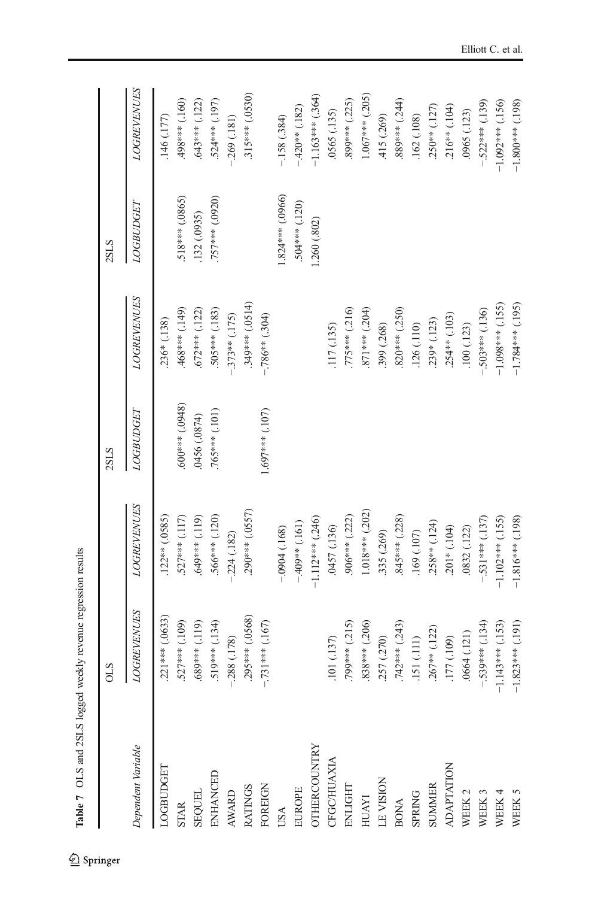**Table 7** OLS and 2SLS logged weekly revenue regression results

| | OLS | | 2SLS | | 2SLS | |
|---|---|---|---|---|---|---|
| *Dependent Variable* | *LOGREVENUES* | *LOGREVENUES* | *LOGBUDGET* | *LOGREVENUES* | *LOGBUDGET* | *LOGREVENUES* |
| LOGBUDGET | .221*** (.0633) | .122** (.0585) | | .236* (.138) | | .146 (.177) |
| STAR | .527*** (.109) | .527*** (.117) | .600*** (.0948) | .468*** (.149) | .518*** (.0865) | .498*** (.160) |
| SEQUEL | .689*** (.119) | .649*** (.119) | .0456 (.0874) | .672*** (.122) | .132 (.0935) | .643*** (.122) |
| ENHANCED | .519*** (.134) | .566*** (.120) | .765*** (.101) | .505*** (.183) | .757*** (.0920) | .524*** (.197) |
| AWARD | −.288 (.178) | −.224 (.182) | | −.373** (.175) | | −.269 (.181) |
| RATINGS | .295*** (.0568) | .290*** (.0557) | | .349*** (.0514) | | .315*** (.0530) |
| FOREIGN | −.731*** (.167) | | 1.697*** (.107) | −.786** (.304) | | |
| USA | | −.0904 (.168) | | | 1.824*** (.0966) | −.158 (.384) |
| EUROPE | | −.409** (.161) | | | .504*** (.120) | −.420** (.182) |
| OTHERCOUNTRY | | −1.112*** (.246) | | | 1.260 (.802) | −1.163*** (.364) |
| CFGC/HUAXIA | .101 (.137) | .0457 (.136) | | .117 (.135) | | .0565 (.135) |
| ENLIGHT | .799*** (.215) | .906*** (.222) | | .775*** (.216) | | .899*** (.225) |
| HUAYI | .838*** (.206) | 1.018*** (.202) | | .871*** (.204) | | 1.067*** (.205) |
| LE VISION | .257 (.270) | .335 (.269) | | .399 (.268) | | .415 (.269) |
| BONA | .742*** (.243) | .845*** (.228) | | .820*** (.250) | | .889*** (.244) |
| SPRING | .151 (.111) | .169 (.107) | | .126 (.110) | | .162 (.108) |
| SUMMER | .267** (.122) | .258** (.124) | | .239* (.123) | | .250** (.127) |
| ADAPTATION | .177 (.109) | .201* (.104) | | .254** (.103) | | .216** (.104) |
| WEEK 2 | .0664 (.121) | .0832 (.122) | | .100 (.123) | | .0965 (.123) |
| WEEK 3 | −.539*** (.134) | −.531*** (.137) | | −.503*** (.136) | | −.522*** (.139) |
| WEEK 4 | −1.143*** (.153) | −1.102*** (.155) | | −1.098*** (.155) | | −1.092*** (.156) |
| WEEK 5 | −1.823*** (.191) | −1.816*** (.198) | | −1.784*** (.195) | | −1.800*** (.198) |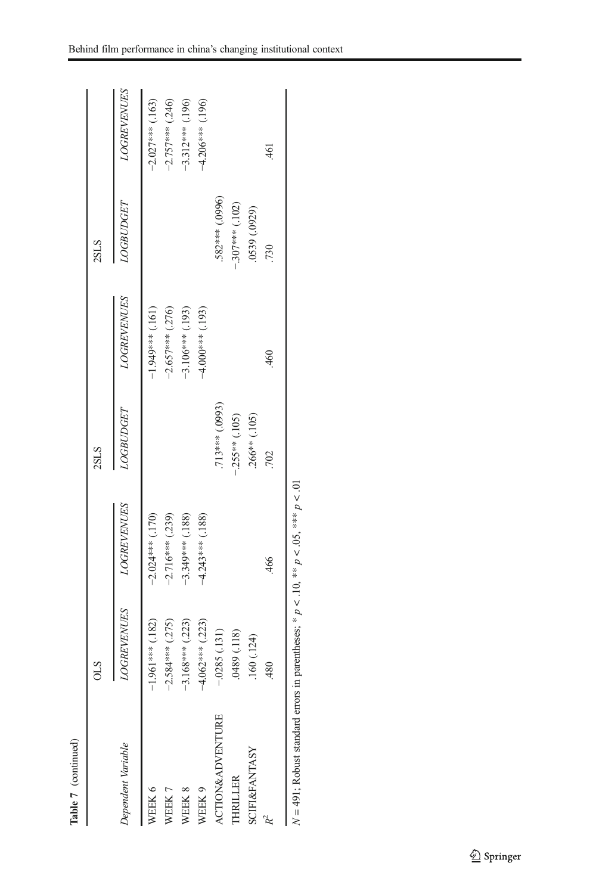**Table 7** (continued)

| | OLS | | 2SLS | | 2SLS | |
|---|---|---|---|---|---|---|
| *Dependent Variable* | *LOGREVENUES* | *LOGREVENUES* | *LOGBUDGET* | *LOGREVENUES* | *LOGBUDGET* | *LOGREVENUES* |
| WEEK 6 | −1.961*** (.182) | −2.024*** (.170) | | −1.949*** (.161) | | −2.027*** (.163) |
| WEEK 7 | −2.584*** (.275) | −2.716*** (.239) | | −2.657*** (.276) | | −2.757*** (.246) |
| WEEK 8 | −3.168*** (.223) | −3.349*** (.188) | | −3.106*** (.193) | | −3.312*** (.196) |
| WEEK 9 | −4.062*** (.223) | −4.243*** (.188) | | −4.000*** (.193) | | −4.206*** (.196) |
| ACTION&ADVENTURE | −.0285 (.131) | | .713*** (.0993) | | .582*** (.0996) | |
| THRILLER | .0489 (.118) | | −.255** (.105) | | −.307*** (.102) | |
| SCIFI&FANTASY | .160 (.124) | | .266** (.105) | | .0539 (.0929) | |
| $R^2$ | .480 | .466 | .702 | .460 | .730 | .461 |

$N = 491$; Robust standard errors in parentheses; * $p < .10$, ** $p < .05$, *** $p < .01$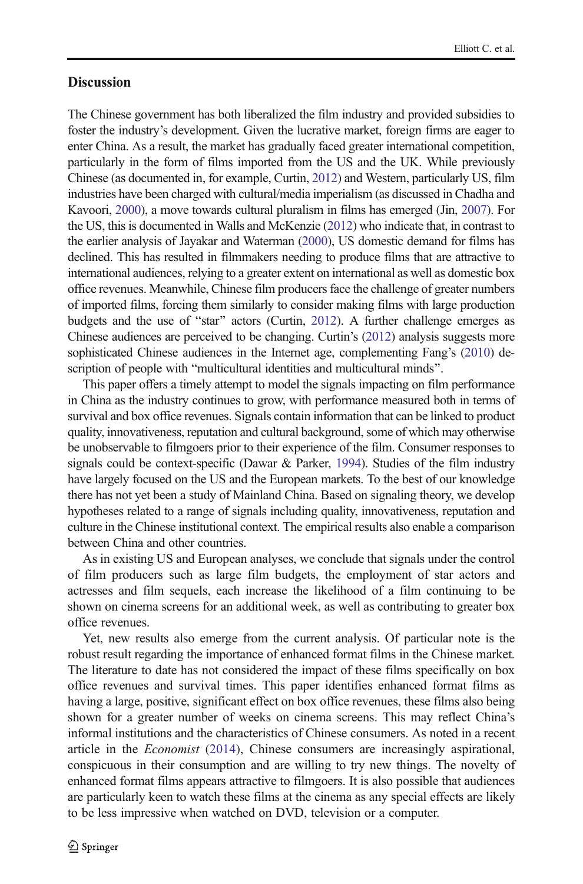## Discussion

The Chinese government has both liberalized the film industry and provided subsidies to foster the industry's development. Given the lucrative market, foreign firms are eager to enter China. As a result, the market has gradually faced greater international competition, particularly in the form of films imported from the US and the UK. While previously Chinese (as documented in, for example, Curtin, 2012) and Western, particularly US, film industries have been charged with cultural/media imperialism (as discussed in Chadha and Kavoori, 2000), a move towards cultural pluralism in films has emerged (Jin, 2007). For the US, this is documented in Walls and McKenzie (2012) who indicate that, in contrast to the earlier analysis of Jayakar and Waterman (2000), US domestic demand for films has declined. This has resulted in filmmakers needing to produce films that are attractive to international audiences, relying to a greater extent on international as well as domestic box office revenues. Meanwhile, Chinese film producers face the challenge of greater numbers of imported films, forcing them similarly to consider making films with large production budgets and the use of "star" actors (Curtin, 2012). A further challenge emerges as Chinese audiences are perceived to be changing. Curtin's (2012) analysis suggests more sophisticated Chinese audiences in the Internet age, complementing Fang's (2010) description of people with "multicultural identities and multicultural minds".

This paper offers a timely attempt to model the signals impacting on film performance in China as the industry continues to grow, with performance measured both in terms of survival and box office revenues. Signals contain information that can be linked to product quality, innovativeness, reputation and cultural background, some of which may otherwise be unobservable to filmgoers prior to their experience of the film. Consumer responses to signals could be context-specific (Dawar & Parker, 1994). Studies of the film industry have largely focused on the US and the European markets. To the best of our knowledge there has not yet been a study of Mainland China. Based on signaling theory, we develop hypotheses related to a range of signals including quality, innovativeness, reputation and culture in the Chinese institutional context. The empirical results also enable a comparison between China and other countries.

As in existing US and European analyses, we conclude that signals under the control of film producers such as large film budgets, the employment of star actors and actresses and film sequels, each increase the likelihood of a film continuing to be shown on cinema screens for an additional week, as well as contributing to greater box office revenues.

Yet, new results also emerge from the current analysis. Of particular note is the robust result regarding the importance of enhanced format films in the Chinese market. The literature to date has not considered the impact of these films specifically on box office revenues and survival times. This paper identifies enhanced format films as having a large, positive, significant effect on box office revenues, these films also being shown for a greater number of weeks on cinema screens. This may reflect China's informal institutions and the characteristics of Chinese consumers. As noted in a recent article in the *Economist* (2014), Chinese consumers are increasingly aspirational, conspicuous in their consumption and are willing to try new things. The novelty of enhanced format films appears attractive to filmgoers. It is also possible that audiences are particularly keen to watch these films at the cinema as any special effects are likely to be less impressive when watched on DVD, television or a computer.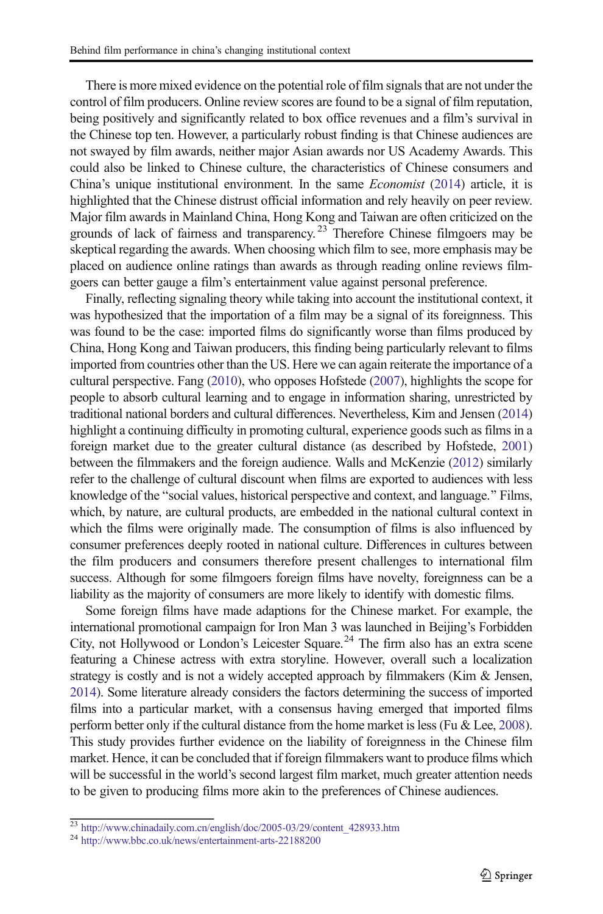There is more mixed evidence on the potential role of film signals that are not under the control of film producers. Online review scores are found to be a signal of film reputation, being positively and significantly related to box office revenues and a film's survival in the Chinese top ten. However, a particularly robust finding is that Chinese audiences are not swayed by film awards, neither major Asian awards nor US Academy Awards. This could also be linked to Chinese culture, the characteristics of Chinese consumers and China's unique institutional environment. In the same *Economist* (2014) article, it is highlighted that the Chinese distrust official information and rely heavily on peer review. Major film awards in Mainland China, Hong Kong and Taiwan are often criticized on the grounds of lack of fairness and transparency.[23] Therefore Chinese filmgoers may be skeptical regarding the awards. When choosing which film to see, more emphasis may be placed on audience online ratings than awards as through reading online reviews filmgoers can better gauge a film's entertainment value against personal preference.

Finally, reflecting signaling theory while taking into account the institutional context, it was hypothesized that the importation of a film may be a signal of its foreignness. This was found to be the case: imported films do significantly worse than films produced by China, Hong Kong and Taiwan producers, this finding being particularly relevant to films imported from countries other than the US. Here we can again reiterate the importance of a cultural perspective. Fang (2010), who opposes Hofstede (2007), highlights the scope for people to absorb cultural learning and to engage in information sharing, unrestricted by traditional national borders and cultural differences. Nevertheless, Kim and Jensen (2014) highlight a continuing difficulty in promoting cultural, experience goods such as films in a foreign market due to the greater cultural distance (as described by Hofstede, 2001) between the filmmakers and the foreign audience. Walls and McKenzie (2012) similarly refer to the challenge of cultural discount when films are exported to audiences with less knowledge of the "social values, historical perspective and context, and language." Films, which, by nature, are cultural products, are embedded in the national cultural context in which the films were originally made. The consumption of films is also influenced by consumer preferences deeply rooted in national culture. Differences in cultures between the film producers and consumers therefore present challenges to international film success. Although for some filmgoers foreign films have novelty, foreignness can be a liability as the majority of consumers are more likely to identify with domestic films.

Some foreign films have made adaptions for the Chinese market. For example, the international promotional campaign for Iron Man 3 was launched in Beijing's Forbidden City, not Hollywood or London's Leicester Square.[24] The firm also has an extra scene featuring a Chinese actress with extra storyline. However, overall such a localization strategy is costly and is not a widely accepted approach by filmmakers (Kim & Jensen, 2014). Some literature already considers the factors determining the success of imported films into a particular market, with a consensus having emerged that imported films perform better only if the cultural distance from the home market is less (Fu & Lee, 2008). This study provides further evidence on the liability of foreignness in the Chinese film market. Hence, it can be concluded that if foreign filmmakers want to produce films which will be successful in the world's second largest film market, much greater attention needs to be given to producing films more akin to the preferences of Chinese audiences.

---

[23] http://www.chinadaily.com.cn/english/doc/2005-03/29/content_428933.htm

[24] http://www.bbc.co.uk/news/entertainment-arts-22188200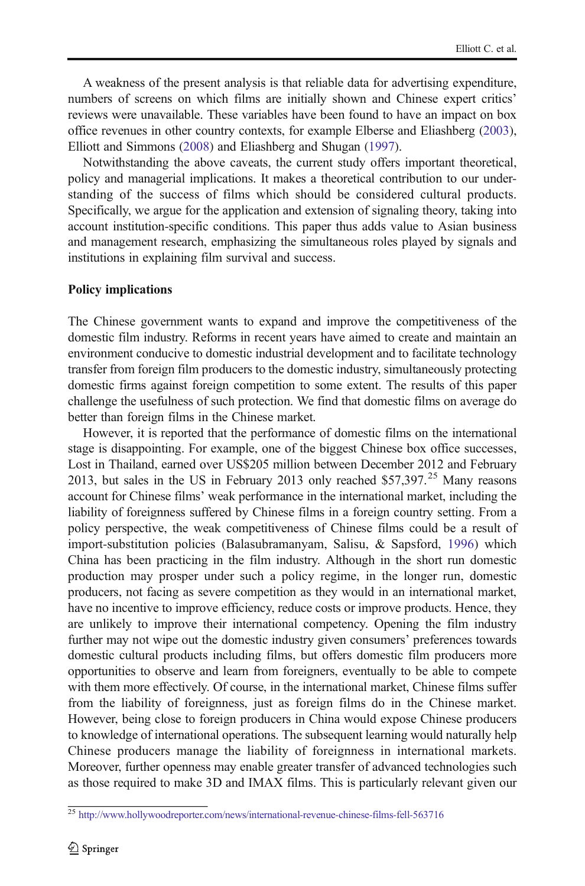A weakness of the present analysis is that reliable data for advertising expenditure, numbers of screens on which films are initially shown and Chinese expert critics' reviews were unavailable. These variables have been found to have an impact on box office revenues in other country contexts, for example Elberse and Eliashberg (2003), Elliott and Simmons (2008) and Eliashberg and Shugan (1997).

Notwithstanding the above caveats, the current study offers important theoretical, policy and managerial implications. It makes a theoretical contribution to our understanding of the success of films which should be considered cultural products. Specifically, we argue for the application and extension of signaling theory, taking into account institution-specific conditions. This paper thus adds value to Asian business and management research, emphasizing the simultaneous roles played by signals and institutions in explaining film survival and success.

**Policy implications**

The Chinese government wants to expand and improve the competitiveness of the domestic film industry. Reforms in recent years have aimed to create and maintain an environment conducive to domestic industrial development and to facilitate technology transfer from foreign film producers to the domestic industry, simultaneously protecting domestic firms against foreign competition to some extent. The results of this paper challenge the usefulness of such protection. We find that domestic films on average do better than foreign films in the Chinese market.

However, it is reported that the performance of domestic films on the international stage is disappointing. For example, one of the biggest Chinese box office successes, Lost in Thailand, earned over US$205 million between December 2012 and February 2013, but sales in the US in February 2013 only reached $57,397.[25] Many reasons account for Chinese films' weak performance in the international market, including the liability of foreignness suffered by Chinese films in a foreign country setting. From a policy perspective, the weak competitiveness of Chinese films could be a result of import-substitution policies (Balasubramanyam, Salisu, & Sapsford, 1996) which China has been practicing in the film industry. Although in the short run domestic production may prosper under such a policy regime, in the longer run, domestic producers, not facing as severe competition as they would in an international market, have no incentive to improve efficiency, reduce costs or improve products. Hence, they are unlikely to improve their international competency. Opening the film industry further may not wipe out the domestic industry given consumers' preferences towards domestic cultural products including films, but offers domestic film producers more opportunities to observe and learn from foreigners, eventually to be able to compete with them more effectively. Of course, in the international market, Chinese films suffer from the liability of foreignness, just as foreign films do in the Chinese market. However, being close to foreign producers in China would expose Chinese producers to knowledge of international operations. The subsequent learning would naturally help Chinese producers manage the liability of foreignness in international markets. Moreover, further openness may enable greater transfer of advanced technologies such as those required to make 3D and IMAX films. This is particularly relevant given our

[25] http://www.hollywoodreporter.com/news/international-revenue-chinese-films-fell-563716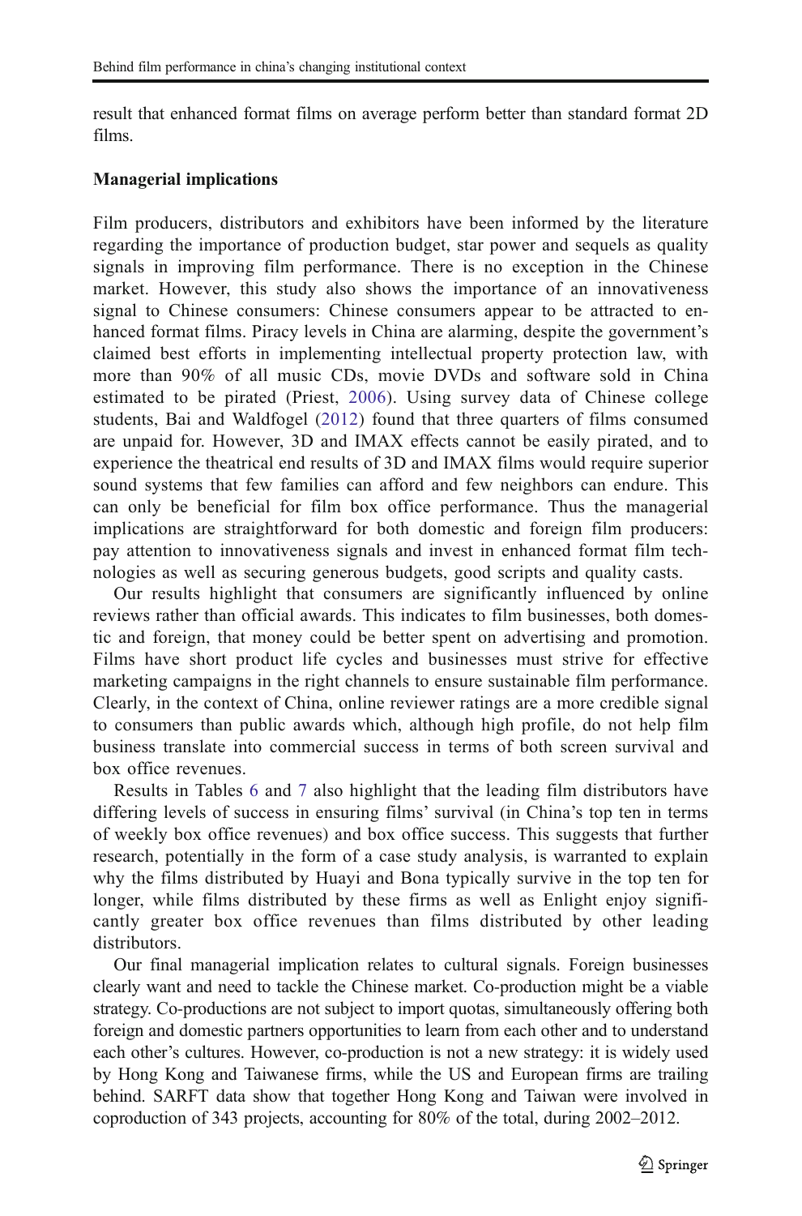result that enhanced format films on average perform better than standard format 2D films.

### Managerial implications

Film producers, distributors and exhibitors have been informed by the literature regarding the importance of production budget, star power and sequels as quality signals in improving film performance. There is no exception in the Chinese market. However, this study also shows the importance of an innovativeness signal to Chinese consumers: Chinese consumers appear to be attracted to enhanced format films. Piracy levels in China are alarming, despite the government's claimed best efforts in implementing intellectual property protection law, with more than 90% of all music CDs, movie DVDs and software sold in China estimated to be pirated (Priest, 2006). Using survey data of Chinese college students, Bai and Waldfogel (2012) found that three quarters of films consumed are unpaid for. However, 3D and IMAX effects cannot be easily pirated, and to experience the theatrical end results of 3D and IMAX films would require superior sound systems that few families can afford and few neighbors can endure. This can only be beneficial for film box office performance. Thus the managerial implications are straightforward for both domestic and foreign film producers: pay attention to innovativeness signals and invest in enhanced format film technologies as well as securing generous budgets, good scripts and quality casts.

Our results highlight that consumers are significantly influenced by online reviews rather than official awards. This indicates to film businesses, both domestic and foreign, that money could be better spent on advertising and promotion. Films have short product life cycles and businesses must strive for effective marketing campaigns in the right channels to ensure sustainable film performance. Clearly, in the context of China, online reviewer ratings are a more credible signal to consumers than public awards which, although high profile, do not help film business translate into commercial success in terms of both screen survival and box office revenues.

Results in Tables 6 and 7 also highlight that the leading film distributors have differing levels of success in ensuring films' survival (in China's top ten in terms of weekly box office revenues) and box office success. This suggests that further research, potentially in the form of a case study analysis, is warranted to explain why the films distributed by Huayi and Bona typically survive in the top ten for longer, while films distributed by these firms as well as Enlight enjoy significantly greater box office revenues than films distributed by other leading distributors.

Our final managerial implication relates to cultural signals. Foreign businesses clearly want and need to tackle the Chinese market. Co-production might be a viable strategy. Co-productions are not subject to import quotas, simultaneously offering both foreign and domestic partners opportunities to learn from each other and to understand each other's cultures. However, co-production is not a new strategy: it is widely used by Hong Kong and Taiwanese firms, while the US and European firms are trailing behind. SARFT data show that together Hong Kong and Taiwan were involved in coproduction of 343 projects, accounting for 80% of the total, during 2002–2012.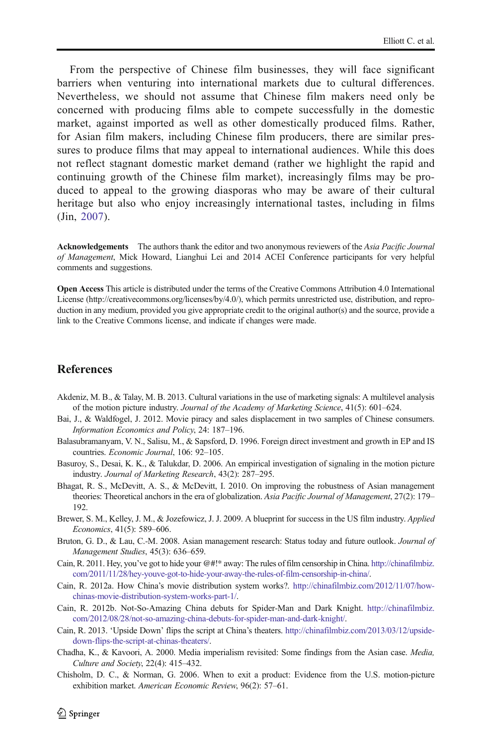From the perspective of Chinese film businesses, they will face significant barriers when venturing into international markets due to cultural differences. Nevertheless, we should not assume that Chinese film makers need only be concerned with producing films able to compete successfully in the domestic market, against imported as well as other domestically produced films. Rather, for Asian film makers, including Chinese film producers, there are similar pressures to produce films that may appeal to international audiences. While this does not reflect stagnant domestic market demand (rather we highlight the rapid and continuing growth of the Chinese film market), increasingly films may be produced to appeal to the growing diasporas who may be aware of their cultural heritage but also who enjoy increasingly international tastes, including in films (Jin, 2007).

**Acknowledgements** The authors thank the editor and two anonymous reviewers of the *Asia Pacific Journal of Management*, Mick Howard, Lianghui Lei and 2014 ACEI Conference participants for very helpful comments and suggestions.

**Open Access** This article is distributed under the terms of the Creative Commons Attribution 4.0 International License (http://creativecommons.org/licenses/by/4.0/), which permits unrestricted use, distribution, and reproduction in any medium, provided you give appropriate credit to the original author(s) and the source, provide a link to the Creative Commons license, and indicate if changes were made.

## References

Akdeniz, M. B., & Talay, M. B. 2013. Cultural variations in the use of marketing signals: A multilevel analysis of the motion picture industry. *Journal of the Academy of Marketing Science*, 41(5): 601–624.

Bai, J., & Waldfogel, J. 2012. Movie piracy and sales displacement in two samples of Chinese consumers. *Information Economics and Policy*, 24: 187–196.

Balasubramanyam, V. N., Salisu, M., & Sapsford, D. 1996. Foreign direct investment and growth in EP and IS countries. *Economic Journal*, 106: 92–105.

Basuroy, S., Desai, K. K., & Talukdar, D. 2006. An empirical investigation of signaling in the motion picture industry. *Journal of Marketing Research*, 43(2): 287–295.

Bhagat, R. S., McDevitt, A. S., & McDevitt, I. 2010. On improving the robustness of Asian management theories: Theoretical anchors in the era of globalization. *Asia Pacific Journal of Management*, 27(2): 179–192.

Brewer, S. M., Kelley, J. M., & Jozefowicz, J. J. 2009. A blueprint for success in the US film industry. *Applied Economics*, 41(5): 589–606.

Bruton, G. D., & Lau, C.-M. 2008. Asian management research: Status today and future outlook. *Journal of Management Studies*, 45(3): 636–659.

Cain, R. 2011. Hey, you've got to hide your @#!* away: The rules of film censorship in China. http://chinafilmbiz.com/2011/11/28/hey-youve-got-to-hide-your-away-the-rules-of-film-censorship-in-china/.

Cain, R. 2012a. How China's movie distribution system works?. http://chinafilmbiz.com/2012/11/07/how-chinas-movie-distribution-system-works-part-1/.

Cain, R. 2012b. Not-So-Amazing China debuts for Spider-Man and Dark Knight. http://chinafilmbiz.com/2012/08/28/not-so-amazing-china-debuts-for-spider-man-and-dark-knight/.

Cain, R. 2013. 'Upside Down' flips the script at China's theaters. http://chinafilmbiz.com/2013/03/12/upside-down-flips-the-script-at-chinas-theaters/.

Chadha, K., & Kavoori, A. 2000. Media imperialism revisited: Some findings from the Asian case. *Media, Culture and Society*, 22(4): 415–432.

Chisholm, D. C., & Norman, G. 2006. When to exit a product: Evidence from the U.S. motion-picture exhibition market. *American Economic Review*, 96(2): 57–61.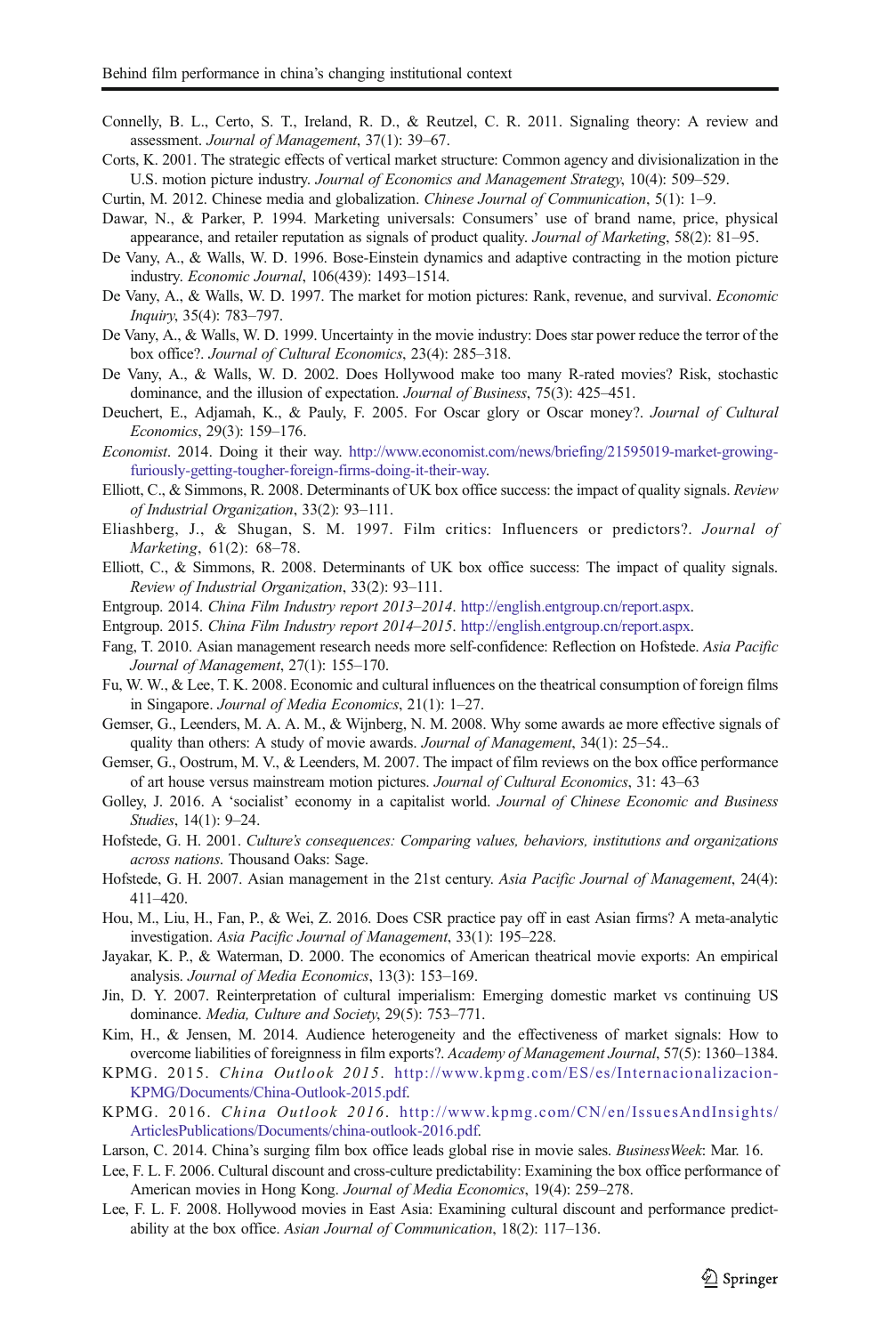Connelly, B. L., Certo, S. T., Ireland, R. D., & Reutzel, C. R. 2011. Signaling theory: A review and assessment. *Journal of Management*, 37(1): 39–67.

Corts, K. 2001. The strategic effects of vertical market structure: Common agency and divisionalization in the U.S. motion picture industry. *Journal of Economics and Management Strategy*, 10(4): 509–529.

Curtin, M. 2012. Chinese media and globalization. *Chinese Journal of Communication*, 5(1): 1–9.

Dawar, N., & Parker, P. 1994. Marketing universals: Consumers' use of brand name, price, physical appearance, and retailer reputation as signals of product quality. *Journal of Marketing*, 58(2): 81–95.

De Vany, A., & Walls, W. D. 1996. Bose-Einstein dynamics and adaptive contracting in the motion picture industry. *Economic Journal*, 106(439): 1493–1514.

De Vany, A., & Walls, W. D. 1997. The market for motion pictures: Rank, revenue, and survival. *Economic Inquiry*, 35(4): 783–797.

De Vany, A., & Walls, W. D. 1999. Uncertainty in the movie industry: Does star power reduce the terror of the box office?. *Journal of Cultural Economics*, 23(4): 285–318.

De Vany, A., & Walls, W. D. 2002. Does Hollywood make too many R-rated movies? Risk, stochastic dominance, and the illusion of expectation. *Journal of Business*, 75(3): 425–451.

Deuchert, E., Adjamah, K., & Pauly, F. 2005. For Oscar glory or Oscar money?. *Journal of Cultural Economics*, 29(3): 159–176.

*Economist*. 2014. Doing it their way. http://www.economist.com/news/briefing/21595019-market-growing-furiously-getting-tougher-foreign-firms-doing-it-their-way.

Elliott, C., & Simmons, R. 2008. Determinants of UK box office success: the impact of quality signals. *Review of Industrial Organization*, 33(2): 93–111.

Eliashberg, J., & Shugan, S. M. 1997. Film critics: Influencers or predictors?. *Journal of Marketing*, 61(2): 68–78.

Elliott, C., & Simmons, R. 2008. Determinants of UK box office success: The impact of quality signals. *Review of Industrial Organization*, 33(2): 93–111.

Entgroup. 2014. *China Film Industry report 2013–2014*. http://english.entgroup.cn/report.aspx.

Entgroup. 2015. *China Film Industry report 2014–2015*. http://english.entgroup.cn/report.aspx.

Fang, T. 2010. Asian management research needs more self-confidence: Reflection on Hofstede. *Asia Pacific Journal of Management*, 27(1): 155–170.

Fu, W. W., & Lee, T. K. 2008. Economic and cultural influences on the theatrical consumption of foreign films in Singapore. *Journal of Media Economics*, 21(1): 1–27.

Gemser, G., Leenders, M. A. A. M., & Wijnberg, N. M. 2008. Why some awards ae more effective signals of quality than others: A study of movie awards. *Journal of Management*, 34(1): 25–54..

Gemser, G., Oostrum, M. V., & Leenders, M. 2007. The impact of film reviews on the box office performance of art house versus mainstream motion pictures. *Journal of Cultural Economics*, 31: 43–63

Golley, J. 2016. A 'socialist' economy in a capitalist world. *Journal of Chinese Economic and Business Studies*, 14(1): 9–24.

Hofstede, G. H. 2001. *Culture's consequences: Comparing values, behaviors, institutions and organizations across nations*. Thousand Oaks: Sage.

Hofstede, G. H. 2007. Asian management in the 21st century. *Asia Pacific Journal of Management*, 24(4): 411–420.

Hou, M., Liu, H., Fan, P., & Wei, Z. 2016. Does CSR practice pay off in east Asian firms? A meta-analytic investigation. *Asia Pacific Journal of Management*, 33(1): 195–228.

Jayakar, K. P., & Waterman, D. 2000. The economics of American theatrical movie exports: An empirical analysis. *Journal of Media Economics*, 13(3): 153–169.

Jin, D. Y. 2007. Reinterpretation of cultural imperialism: Emerging domestic market vs continuing US dominance. *Media, Culture and Society*, 29(5): 753–771.

Kim, H., & Jensen, M. 2014. Audience heterogeneity and the effectiveness of market signals: How to overcome liabilities of foreignness in film exports?. *Academy of Management Journal*, 57(5): 1360–1384.

KPMG. 2015. *China Outlook 2015*. http://www.kpmg.com/ES/es/Internacionalizacion-KPMG/Documents/China-Outlook-2015.pdf.

KPMG. 2016. *China Outlook 2016*. http://www.kpmg.com/CN/en/IssuesAndInsights/ArticlesPublications/Documents/china-outlook-2016.pdf.

Larson, C. 2014. China's surging film box office leads global rise in movie sales. *BusinessWeek*: Mar. 16.

Lee, F. L. F. 2006. Cultural discount and cross-culture predictability: Examining the box office performance of American movies in Hong Kong. *Journal of Media Economics*, 19(4): 259–278.

Lee, F. L. F. 2008. Hollywood movies in East Asia: Examining cultural discount and performance predictability at the box office. *Asian Journal of Communication*, 18(2): 117–136.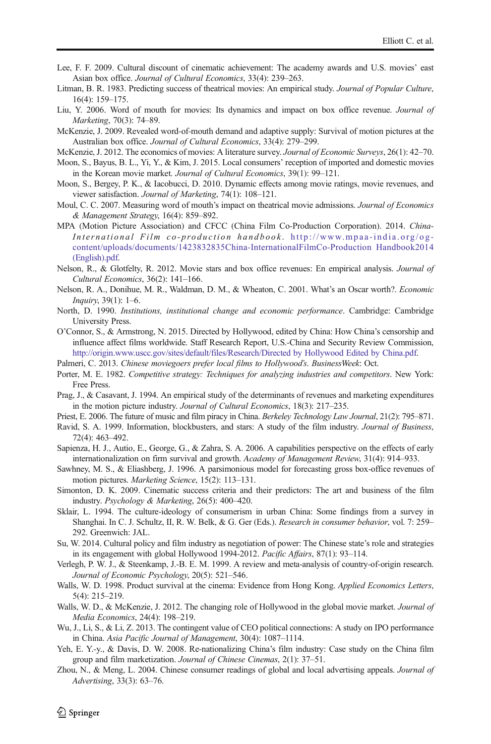Lee, F. F. 2009. Cultural discount of cinematic achievement: The academy awards and U.S. movies' east Asian box office. *Journal of Cultural Economics*, 33(4): 239–263.

Litman, B. R. 1983. Predicting success of theatrical movies: An empirical study. *Journal of Popular Culture*, 16(4): 159–175.

Liu, Y. 2006. Word of mouth for movies: Its dynamics and impact on box office revenue. *Journal of Marketing*, 70(3): 74–89.

McKenzie, J. 2009. Revealed word-of-mouth demand and adaptive supply: Survival of motion pictures at the Australian box office. *Journal of Cultural Economics*, 33(4): 279–299.

McKenzie, J. 2012. The economics of movies: A literature survey. *Journal of Economic Surveys*, 26(1): 42–70.

Moon, S., Bayus, B. L., Yi, Y., & Kim, J. 2015. Local consumers' reception of imported and domestic movies in the Korean movie market. *Journal of Cultural Economics*, 39(1): 99–121.

Moon, S., Bergey, P. K., & Iacobucci, D. 2010. Dynamic effects among movie ratings, movie revenues, and viewer satisfaction. *Journal of Marketing*, 74(1): 108–121.

Moul, C. C. 2007. Measuring word of mouth's impact on theatrical movie admissions. *Journal of Economics & Management Strategy*, 16(4): 859–892.

MPA (Motion Picture Association) and CFCC (China Film Co-Production Corporation). 2014. *China-International Film co-production handbook*. http://www.mpaa-india.org/og-content/uploads/documents/1423832835China-InternationalFilmCo-Production Handbook2014 (English).pdf.

Nelson, R., & Glotfelty, R. 2012. Movie stars and box office revenues: En empirical analysis. *Journal of Cultural Economics*, 36(2): 141–166.

Nelson, R. A., Donihue, M. R., Waldman, D. M., & Wheaton, C. 2001. What's an Oscar worth?. *Economic Inquiry*, 39(1): 1–6.

North, D. 1990. *Institutions, institutional change and economic performance*. Cambridge: Cambridge University Press.

O'Connor, S., & Armstrong, N. 2015. Directed by Hollywood, edited by China: How China's censorship and influence affect films worldwide. Staff Research Report, U.S.-China and Security Review Commission, http://origin.www.uscc.gov/sites/default/files/Research/Directed by Hollywood Edited by China.pdf.

Palmeri, C. 2013. *Chinese moviegoers prefer local films to Hollywood's*. *BusinessWeek*: Oct.

Porter, M. E. 1982. *Competitive strategy: Techniques for analyzing industries and competitors*. New York: Free Press.

Prag, J., & Casavant, J. 1994. An empirical study of the determinants of revenues and marketing expenditures in the motion picture industry. *Journal of Cultural Economics*, 18(3): 217–235.

Priest, E. 2006. The future of music and film piracy in China. *Berkeley Technology Law Journal*, 21(2): 795–871.

Ravid, S. A. 1999. Information, blockbusters, and stars: A study of the film industry. *Journal of Business*, 72(4): 463–492.

Sapienza, H. J., Autio, E., George, G., & Zahra, S. A. 2006. A capabilities perspective on the effects of early internationalization on firm survival and growth. *Academy of Management Review*, 31(4): 914–933.

Sawhney, M. S., & Eliashberg, J. 1996. A parsimonious model for forecasting gross box-office revenues of motion pictures. *Marketing Science*, 15(2): 113–131.

Simonton, D. K. 2009. Cinematic success criteria and their predictors: The art and business of the film industry. *Psychology & Marketing*, 26(5): 400–420.

Sklair, L. 1994. The culture-ideology of consumerism in urban China: Some findings from a survey in Shanghai. In C. J. Schultz, II, R. W. Belk, & G. Ger (Eds.). *Research in consumer behavior*, vol. 7: 259–292. Greenwich: JAL.

Su, W. 2014. Cultural policy and film industry as negotiation of power: The Chinese state's role and strategies in its engagement with global Hollywood 1994-2012. *Pacific Affairs*, 87(1): 93–114.

Verlegh, P. W. J., & Steenkamp, J.-B. E. M. 1999. A review and meta-analysis of country-of-origin research. *Journal of Economic Psychology*, 20(5): 521–546.

Walls, W. D. 1998. Product survival at the cinema: Evidence from Hong Kong. *Applied Economics Letters*, 5(4): 215–219.

Walls, W. D., & McKenzie, J. 2012. The changing role of Hollywood in the global movie market. *Journal of Media Economics*, 24(4): 198–219.

Wu, J., Li, S., & Li, Z. 2013. The contingent value of CEO political connections: A study on IPO performance in China. *Asia Pacific Journal of Management*, 30(4): 1087–1114.

Yeh, E. Y.-y., & Davis, D. W. 2008. Re-nationalizing China's film industry: Case study on the China film group and film marketization. *Journal of Chinese Cinemas*, 2(1): 37–51.

Zhou, N., & Meng, L. 2004. Chinese consumer readings of global and local advertising appeals. *Journal of Advertising*, 33(3): 63–76.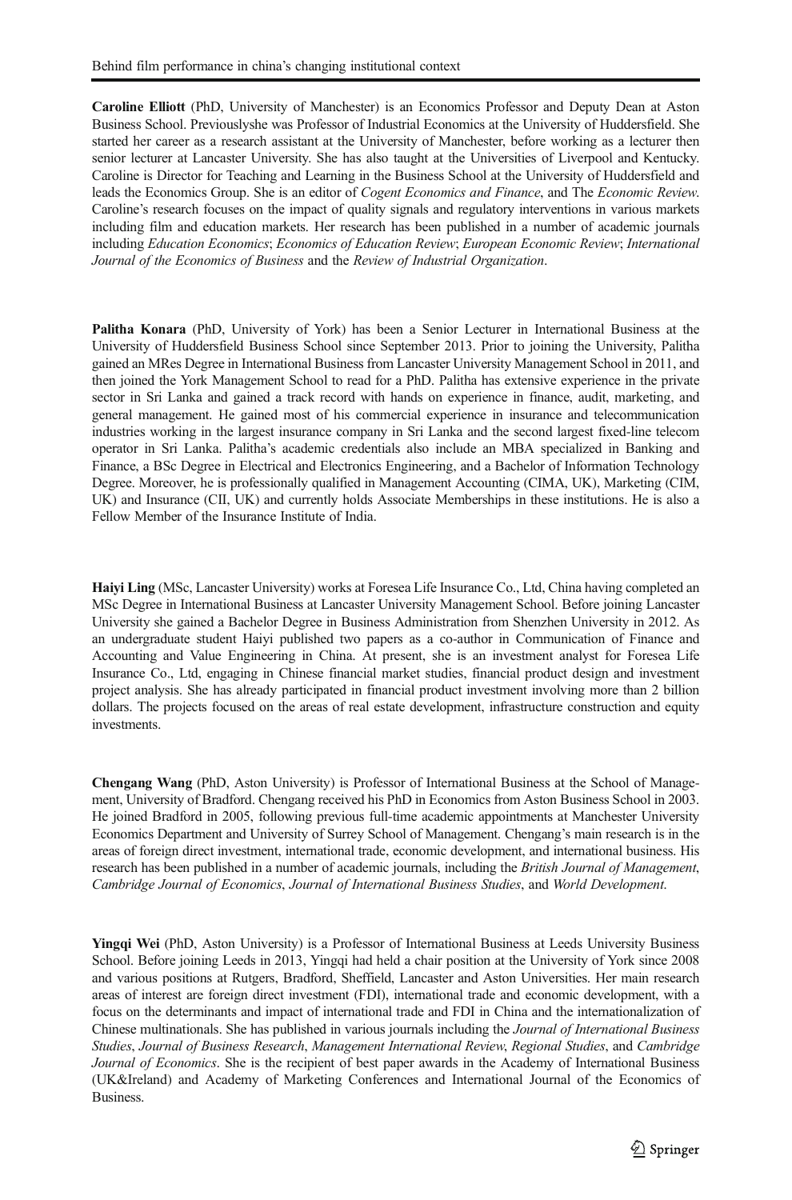**Caroline Elliott** (PhD, University of Manchester) is an Economics Professor and Deputy Dean at Aston Business School. Previouslyshe was Professor of Industrial Economics at the University of Huddersfield. She started her career as a research assistant at the University of Manchester, before working as a lecturer then senior lecturer at Lancaster University. She has also taught at the Universities of Liverpool and Kentucky. Caroline is Director for Teaching and Learning in the Business School at the University of Huddersfield and leads the Economics Group. She is an editor of *Cogent Economics and Finance*, and The *Economic Review*. Caroline's research focuses on the impact of quality signals and regulatory interventions in various markets including film and education markets. Her research has been published in a number of academic journals including *Education Economics*; *Economics of Education Review*; *European Economic Review*; *International Journal of the Economics of Business* and the *Review of Industrial Organization*.

**Palitha Konara** (PhD, University of York) has been a Senior Lecturer in International Business at the University of Huddersfield Business School since September 2013. Prior to joining the University, Palitha gained an MRes Degree in International Business from Lancaster University Management School in 2011, and then joined the York Management School to read for a PhD. Palitha has extensive experience in the private sector in Sri Lanka and gained a track record with hands on experience in finance, audit, marketing, and general management. He gained most of his commercial experience in insurance and telecommunication industries working in the largest insurance company in Sri Lanka and the second largest fixed-line telecom operator in Sri Lanka. Palitha's academic credentials also include an MBA specialized in Banking and Finance, a BSc Degree in Electrical and Electronics Engineering, and a Bachelor of Information Technology Degree. Moreover, he is professionally qualified in Management Accounting (CIMA, UK), Marketing (CIM, UK) and Insurance (CII, UK) and currently holds Associate Memberships in these institutions. He is also a Fellow Member of the Insurance Institute of India.

**Haiyi Ling** (MSc, Lancaster University) works at Foresea Life Insurance Co., Ltd, China having completed an MSc Degree in International Business at Lancaster University Management School. Before joining Lancaster University she gained a Bachelor Degree in Business Administration from Shenzhen University in 2012. As an undergraduate student Haiyi published two papers as a co-author in Communication of Finance and Accounting and Value Engineering in China. At present, she is an investment analyst for Foresea Life Insurance Co., Ltd, engaging in Chinese financial market studies, financial product design and investment project analysis. She has already participated in financial product investment involving more than 2 billion dollars. The projects focused on the areas of real estate development, infrastructure construction and equity investments.

**Chengang Wang** (PhD, Aston University) is Professor of International Business at the School of Management, University of Bradford. Chengang received his PhD in Economics from Aston Business School in 2003. He joined Bradford in 2005, following previous full-time academic appointments at Manchester University Economics Department and University of Surrey School of Management. Chengang's main research is in the areas of foreign direct investment, international trade, economic development, and international business. His research has been published in a number of academic journals, including the *British Journal of Management*, *Cambridge Journal of Economics*, *Journal of International Business Studies*, and *World Development*.

**Yingqi Wei** (PhD, Aston University) is a Professor of International Business at Leeds University Business School. Before joining Leeds in 2013, Yingqi had held a chair position at the University of York since 2008 and various positions at Rutgers, Bradford, Sheffield, Lancaster and Aston Universities. Her main research areas of interest are foreign direct investment (FDI), international trade and economic development, with a focus on the determinants and impact of international trade and FDI in China and the internationalization of Chinese multinationals. She has published in various journals including the *Journal of International Business Studies*, *Journal of Business Research*, *Management International Review*, *Regional Studies*, and *Cambridge Journal of Economics*. She is the recipient of best paper awards in the Academy of International Business (UK&Ireland) and Academy of Marketing Conferences and International Journal of the Economics of Business.